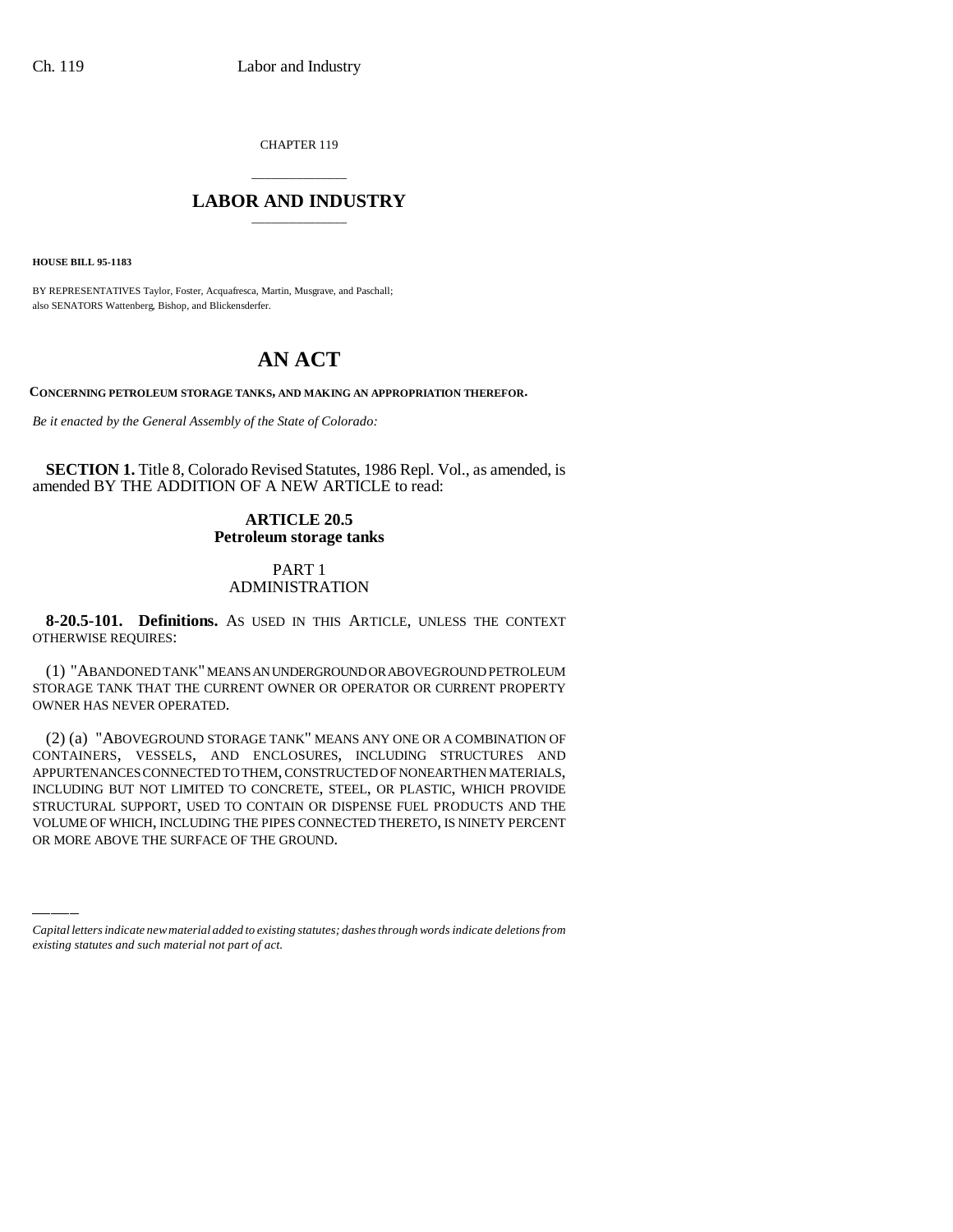CHAPTER 119

# LABOR AND INDUSTRY

**HOUSE BILL 95-1183**

BY REPRESENTATIVES Taylor, Foster, Acquafresca, Martin, Musgrave, and Paschall;
also SENATORS Wattenberg, Bishop, and Blickensderfer.

# AN ACT

**CONCERNING PETROLEUM STORAGE TANKS, AND MAKING AN APPROPRIATION THEREFOR.**

*Be it enacted by the General Assembly of the State of Colorado:*

**SECTION 1.** Title 8, Colorado Revised Statutes, 1986 Repl. Vol., as amended, is amended BY THE ADDITION OF A NEW ARTICLE to read:

## ARTICLE 20.5
## Petroleum storage tanks

### PART 1
### ADMINISTRATION

**8-20.5-101. Definitions.** AS USED IN THIS ARTICLE, UNLESS THE CONTEXT OTHERWISE REQUIRES:

(1) "ABANDONED TANK" MEANS AN UNDERGROUND OR ABOVEGROUND PETROLEUM STORAGE TANK THAT THE CURRENT OWNER OR OPERATOR OR CURRENT PROPERTY OWNER HAS NEVER OPERATED.

(2) (a) "ABOVEGROUND STORAGE TANK" MEANS ANY ONE OR A COMBINATION OF CONTAINERS, VESSELS, AND ENCLOSURES, INCLUDING STRUCTURES AND APPURTENANCES CONNECTED TO THEM, CONSTRUCTED OF NONEARTHEN MATERIALS, INCLUDING BUT NOT LIMITED TO CONCRETE, STEEL, OR PLASTIC, WHICH PROVIDE STRUCTURAL SUPPORT, USED TO CONTAIN OR DISPENSE FUEL PRODUCTS AND THE VOLUME OF WHICH, INCLUDING THE PIPES CONNECTED THERETO, IS NINETY PERCENT OR MORE ABOVE THE SURFACE OF THE GROUND.

*Capital letters indicate new material added to existing statutes; dashes through words indicate deletions from existing statutes and such material not part of act.*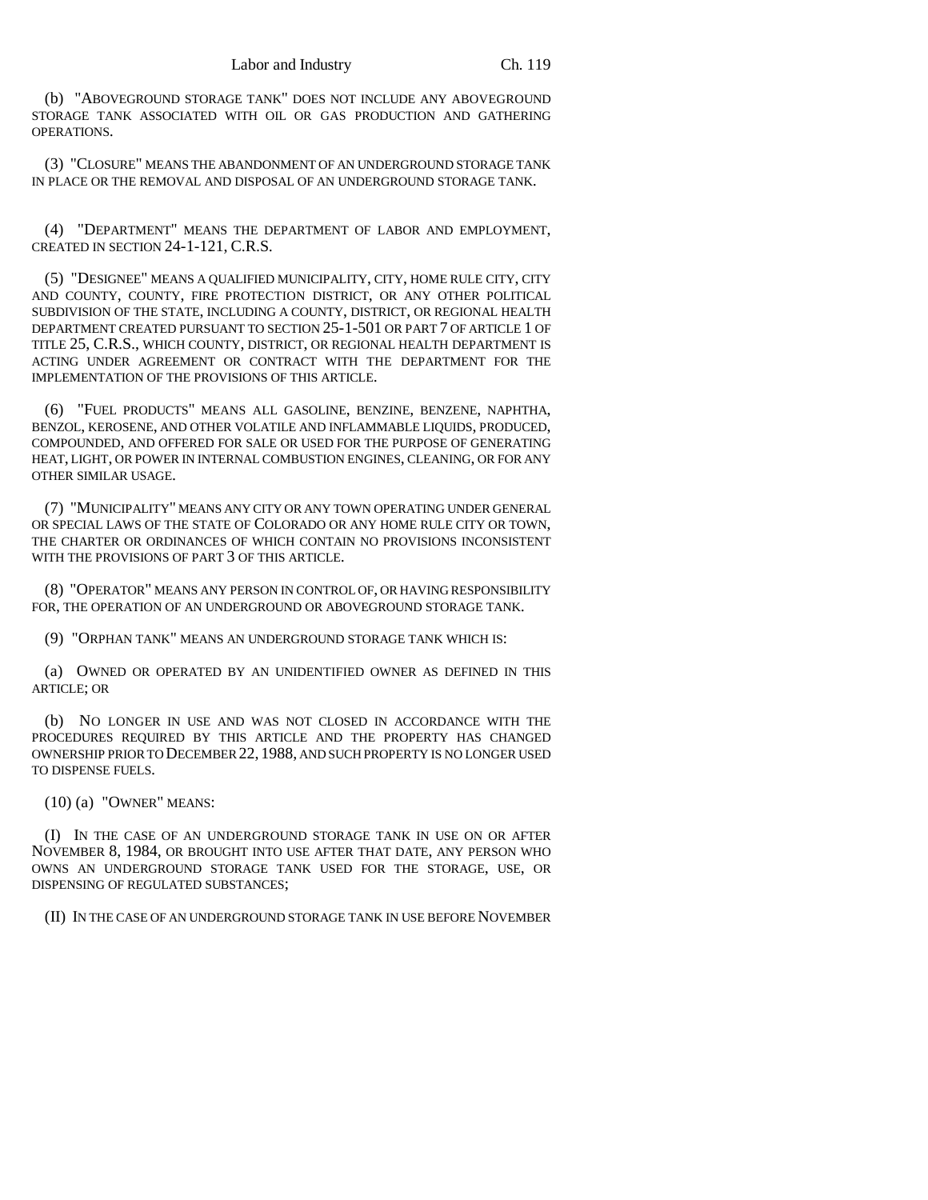(b) "ABOVEGROUND STORAGE TANK" DOES NOT INCLUDE ANY ABOVEGROUND STORAGE TANK ASSOCIATED WITH OIL OR GAS PRODUCTION AND GATHERING OPERATIONS.

(3) "CLOSURE" MEANS THE ABANDONMENT OF AN UNDERGROUND STORAGE TANK IN PLACE OR THE REMOVAL AND DISPOSAL OF AN UNDERGROUND STORAGE TANK.

(4) "DEPARTMENT" MEANS THE DEPARTMENT OF LABOR AND EMPLOYMENT, CREATED IN SECTION 24-1-121, C.R.S.

(5) "DESIGNEE" MEANS A QUALIFIED MUNICIPALITY, CITY, HOME RULE CITY, CITY AND COUNTY, COUNTY, FIRE PROTECTION DISTRICT, OR ANY OTHER POLITICAL SUBDIVISION OF THE STATE, INCLUDING A COUNTY, DISTRICT, OR REGIONAL HEALTH DEPARTMENT CREATED PURSUANT TO SECTION 25-1-501 OR PART 7 OF ARTICLE 1 OF TITLE 25, C.R.S., WHICH COUNTY, DISTRICT, OR REGIONAL HEALTH DEPARTMENT IS ACTING UNDER AGREEMENT OR CONTRACT WITH THE DEPARTMENT FOR THE IMPLEMENTATION OF THE PROVISIONS OF THIS ARTICLE.

(6) "FUEL PRODUCTS" MEANS ALL GASOLINE, BENZINE, BENZENE, NAPHTHA, BENZOL, KEROSENE, AND OTHER VOLATILE AND INFLAMMABLE LIQUIDS, PRODUCED, COMPOUNDED, AND OFFERED FOR SALE OR USED FOR THE PURPOSE OF GENERATING HEAT, LIGHT, OR POWER IN INTERNAL COMBUSTION ENGINES, CLEANING, OR FOR ANY OTHER SIMILAR USAGE.

(7) "MUNICIPALITY" MEANS ANY CITY OR ANY TOWN OPERATING UNDER GENERAL OR SPECIAL LAWS OF THE STATE OF COLORADO OR ANY HOME RULE CITY OR TOWN, THE CHARTER OR ORDINANCES OF WHICH CONTAIN NO PROVISIONS INCONSISTENT WITH THE PROVISIONS OF PART 3 OF THIS ARTICLE.

(8) "OPERATOR" MEANS ANY PERSON IN CONTROL OF, OR HAVING RESPONSIBILITY FOR, THE OPERATION OF AN UNDERGROUND OR ABOVEGROUND STORAGE TANK.

(9) "ORPHAN TANK" MEANS AN UNDERGROUND STORAGE TANK WHICH IS:

(a) OWNED OR OPERATED BY AN UNIDENTIFIED OWNER AS DEFINED IN THIS ARTICLE; OR

(b) NO LONGER IN USE AND WAS NOT CLOSED IN ACCORDANCE WITH THE PROCEDURES REQUIRED BY THIS ARTICLE AND THE PROPERTY HAS CHANGED OWNERSHIP PRIOR TO DECEMBER 22, 1988, AND SUCH PROPERTY IS NO LONGER USED TO DISPENSE FUELS.

(10) (a) "OWNER" MEANS:

(I) IN THE CASE OF AN UNDERGROUND STORAGE TANK IN USE ON OR AFTER NOVEMBER 8, 1984, OR BROUGHT INTO USE AFTER THAT DATE, ANY PERSON WHO OWNS AN UNDERGROUND STORAGE TANK USED FOR THE STORAGE, USE, OR DISPENSING OF REGULATED SUBSTANCES;

(II) IN THE CASE OF AN UNDERGROUND STORAGE TANK IN USE BEFORE NOVEMBER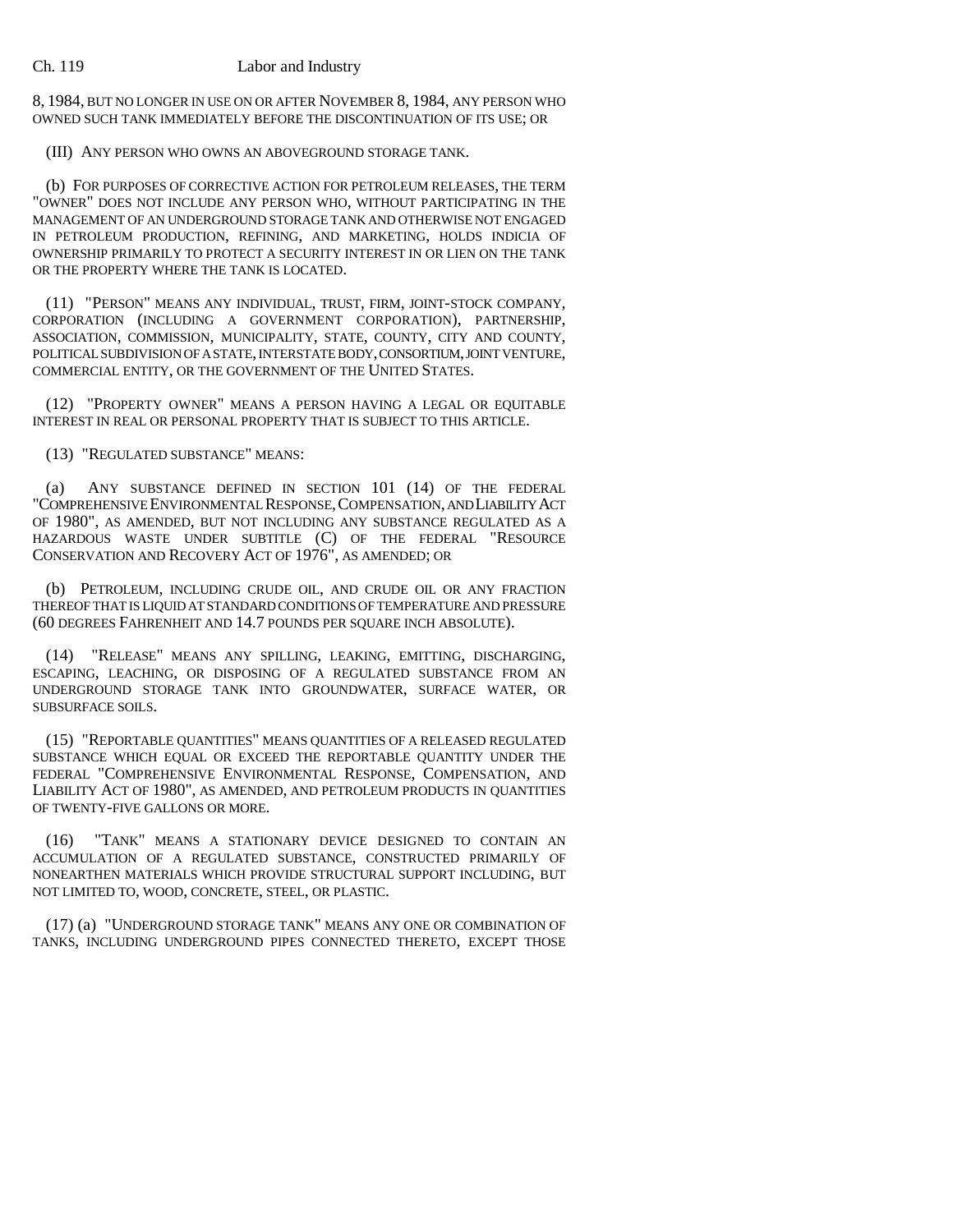8, 1984, BUT NO LONGER IN USE ON OR AFTER NOVEMBER 8, 1984, ANY PERSON WHO OWNED SUCH TANK IMMEDIATELY BEFORE THE DISCONTINUATION OF ITS USE; OR

(III) ANY PERSON WHO OWNS AN ABOVEGROUND STORAGE TANK.

(b) FOR PURPOSES OF CORRECTIVE ACTION FOR PETROLEUM RELEASES, THE TERM "OWNER" DOES NOT INCLUDE ANY PERSON WHO, WITHOUT PARTICIPATING IN THE MANAGEMENT OF AN UNDERGROUND STORAGE TANK AND OTHERWISE NOT ENGAGED IN PETROLEUM PRODUCTION, REFINING, AND MARKETING, HOLDS INDICIA OF OWNERSHIP PRIMARILY TO PROTECT A SECURITY INTEREST IN OR LIEN ON THE TANK OR THE PROPERTY WHERE THE TANK IS LOCATED.

(11) "PERSON" MEANS ANY INDIVIDUAL, TRUST, FIRM, JOINT-STOCK COMPANY, CORPORATION (INCLUDING A GOVERNMENT CORPORATION), PARTNERSHIP, ASSOCIATION, COMMISSION, MUNICIPALITY, STATE, COUNTY, CITY AND COUNTY, POLITICAL SUBDIVISION OF A STATE, INTERSTATE BODY, CONSORTIUM, JOINT VENTURE, COMMERCIAL ENTITY, OR THE GOVERNMENT OF THE UNITED STATES.

(12) "PROPERTY OWNER" MEANS A PERSON HAVING A LEGAL OR EQUITABLE INTEREST IN REAL OR PERSONAL PROPERTY THAT IS SUBJECT TO THIS ARTICLE.

(13) "REGULATED SUBSTANCE" MEANS:

(a) ANY SUBSTANCE DEFINED IN SECTION 101 (14) OF THE FEDERAL "COMPREHENSIVE ENVIRONMENTAL RESPONSE, COMPENSATION, AND LIABILITY ACT OF 1980", AS AMENDED, BUT NOT INCLUDING ANY SUBSTANCE REGULATED AS A HAZARDOUS WASTE UNDER SUBTITLE (C) OF THE FEDERAL "RESOURCE CONSERVATION AND RECOVERY ACT OF 1976", AS AMENDED; OR

(b) PETROLEUM, INCLUDING CRUDE OIL, AND CRUDE OIL OR ANY FRACTION THEREOF THAT IS LIQUID AT STANDARD CONDITIONS OF TEMPERATURE AND PRESSURE (60 DEGREES FAHRENHEIT AND 14.7 POUNDS PER SQUARE INCH ABSOLUTE).

(14) "RELEASE" MEANS ANY SPILLING, LEAKING, EMITTING, DISCHARGING, ESCAPING, LEACHING, OR DISPOSING OF A REGULATED SUBSTANCE FROM AN UNDERGROUND STORAGE TANK INTO GROUNDWATER, SURFACE WATER, OR SUBSURFACE SOILS.

(15) "REPORTABLE QUANTITIES" MEANS QUANTITIES OF A RELEASED REGULATED SUBSTANCE WHICH EQUAL OR EXCEED THE REPORTABLE QUANTITY UNDER THE FEDERAL "COMPREHENSIVE ENVIRONMENTAL RESPONSE, COMPENSATION, AND LIABILITY ACT OF 1980", AS AMENDED, AND PETROLEUM PRODUCTS IN QUANTITIES OF TWENTY-FIVE GALLONS OR MORE.

(16) "TANK" MEANS A STATIONARY DEVICE DESIGNED TO CONTAIN AN ACCUMULATION OF A REGULATED SUBSTANCE, CONSTRUCTED PRIMARILY OF NONEARTHEN MATERIALS WHICH PROVIDE STRUCTURAL SUPPORT INCLUDING, BUT NOT LIMITED TO, WOOD, CONCRETE, STEEL, OR PLASTIC.

(17) (a) "UNDERGROUND STORAGE TANK" MEANS ANY ONE OR COMBINATION OF TANKS, INCLUDING UNDERGROUND PIPES CONNECTED THERETO, EXCEPT THOSE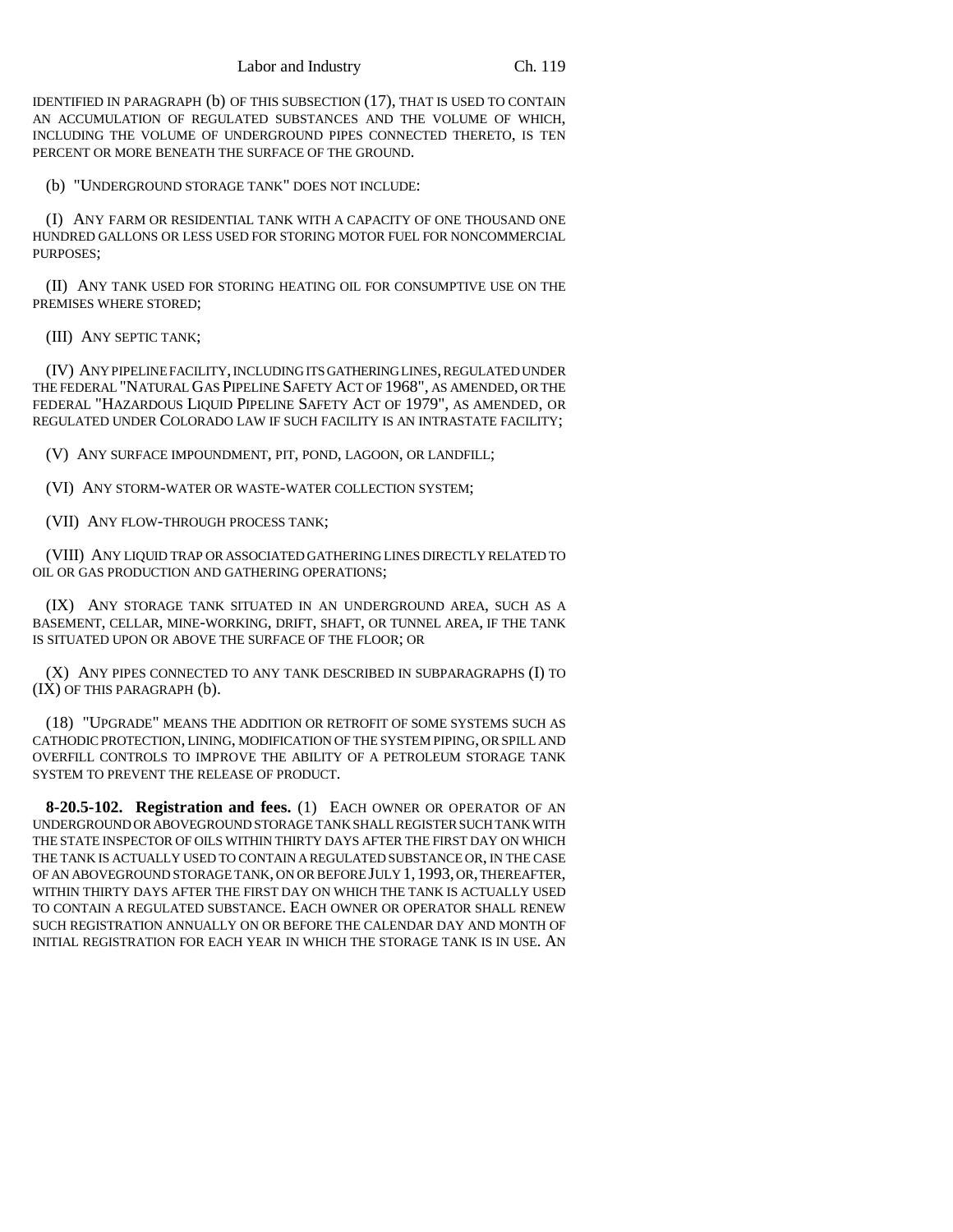IDENTIFIED IN PARAGRAPH (b) OF THIS SUBSECTION (17), THAT IS USED TO CONTAIN AN ACCUMULATION OF REGULATED SUBSTANCES AND THE VOLUME OF WHICH, INCLUDING THE VOLUME OF UNDERGROUND PIPES CONNECTED THERETO, IS TEN PERCENT OR MORE BENEATH THE SURFACE OF THE GROUND.

(b) "UNDERGROUND STORAGE TANK" DOES NOT INCLUDE:

(I) ANY FARM OR RESIDENTIAL TANK WITH A CAPACITY OF ONE THOUSAND ONE HUNDRED GALLONS OR LESS USED FOR STORING MOTOR FUEL FOR NONCOMMERCIAL PURPOSES;

(II) ANY TANK USED FOR STORING HEATING OIL FOR CONSUMPTIVE USE ON THE PREMISES WHERE STORED;

(III) ANY SEPTIC TANK;

(IV) ANY PIPELINE FACILITY, INCLUDING ITS GATHERING LINES, REGULATED UNDER THE FEDERAL "NATURAL GAS PIPELINE SAFETY ACT OF 1968", AS AMENDED, OR THE FEDERAL "HAZARDOUS LIQUID PIPELINE SAFETY ACT OF 1979", AS AMENDED, OR REGULATED UNDER COLORADO LAW IF SUCH FACILITY IS AN INTRASTATE FACILITY;

(V) ANY SURFACE IMPOUNDMENT, PIT, POND, LAGOON, OR LANDFILL;

(VI) ANY STORM-WATER OR WASTE-WATER COLLECTION SYSTEM;

(VII) ANY FLOW-THROUGH PROCESS TANK;

(VIII) ANY LIQUID TRAP OR ASSOCIATED GATHERING LINES DIRECTLY RELATED TO OIL OR GAS PRODUCTION AND GATHERING OPERATIONS;

(IX) ANY STORAGE TANK SITUATED IN AN UNDERGROUND AREA, SUCH AS A BASEMENT, CELLAR, MINE-WORKING, DRIFT, SHAFT, OR TUNNEL AREA, IF THE TANK IS SITUATED UPON OR ABOVE THE SURFACE OF THE FLOOR; OR

(X) ANY PIPES CONNECTED TO ANY TANK DESCRIBED IN SUBPARAGRAPHS (I) TO (IX) OF THIS PARAGRAPH (b).

(18) "UPGRADE" MEANS THE ADDITION OR RETROFIT OF SOME SYSTEMS SUCH AS CATHODIC PROTECTION, LINING, MODIFICATION OF THE SYSTEM PIPING, OR SPILL AND OVERFILL CONTROLS TO IMPROVE THE ABILITY OF A PETROLEUM STORAGE TANK SYSTEM TO PREVENT THE RELEASE OF PRODUCT.

**8-20.5-102. Registration and fees.** (1) EACH OWNER OR OPERATOR OF AN UNDERGROUND OR ABOVEGROUND STORAGE TANK SHALL REGISTER SUCH TANK WITH THE STATE INSPECTOR OF OILS WITHIN THIRTY DAYS AFTER THE FIRST DAY ON WHICH THE TANK IS ACTUALLY USED TO CONTAIN A REGULATED SUBSTANCE OR, IN THE CASE OF AN ABOVEGROUND STORAGE TANK, ON OR BEFORE JULY 1, 1993, OR, THEREAFTER, WITHIN THIRTY DAYS AFTER THE FIRST DAY ON WHICH THE TANK IS ACTUALLY USED TO CONTAIN A REGULATED SUBSTANCE. EACH OWNER OR OPERATOR SHALL RENEW SUCH REGISTRATION ANNUALLY ON OR BEFORE THE CALENDAR DAY AND MONTH OF INITIAL REGISTRATION FOR EACH YEAR IN WHICH THE STORAGE TANK IS IN USE. AN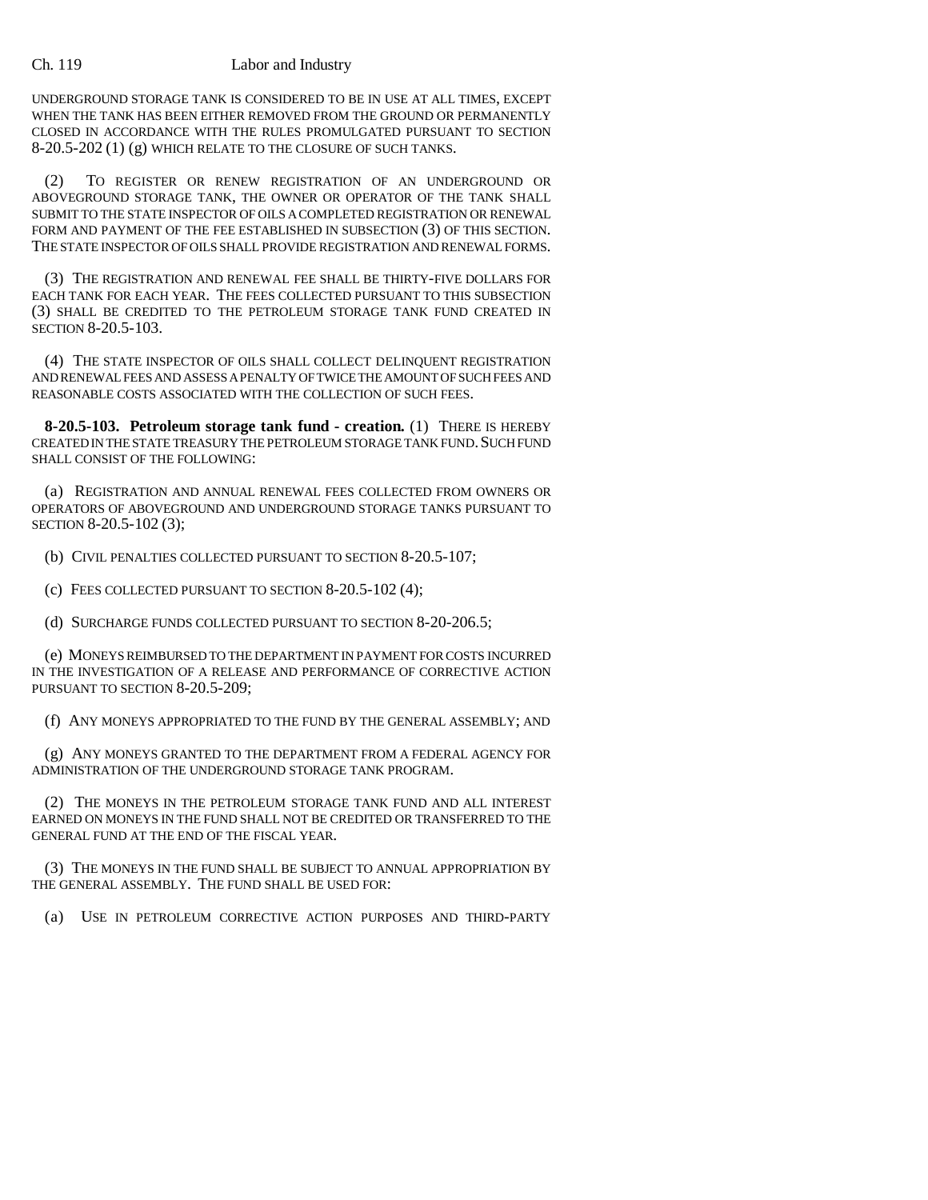UNDERGROUND STORAGE TANK IS CONSIDERED TO BE IN USE AT ALL TIMES, EXCEPT WHEN THE TANK HAS BEEN EITHER REMOVED FROM THE GROUND OR PERMANENTLY CLOSED IN ACCORDANCE WITH THE RULES PROMULGATED PURSUANT TO SECTION 8-20.5-202 (1) (g) WHICH RELATE TO THE CLOSURE OF SUCH TANKS.

(2) TO REGISTER OR RENEW REGISTRATION OF AN UNDERGROUND OR ABOVEGROUND STORAGE TANK, THE OWNER OR OPERATOR OF THE TANK SHALL SUBMIT TO THE STATE INSPECTOR OF OILS A COMPLETED REGISTRATION OR RENEWAL FORM AND PAYMENT OF THE FEE ESTABLISHED IN SUBSECTION (3) OF THIS SECTION. THE STATE INSPECTOR OF OILS SHALL PROVIDE REGISTRATION AND RENEWAL FORMS.

(3) THE REGISTRATION AND RENEWAL FEE SHALL BE THIRTY-FIVE DOLLARS FOR EACH TANK FOR EACH YEAR. THE FEES COLLECTED PURSUANT TO THIS SUBSECTION (3) SHALL BE CREDITED TO THE PETROLEUM STORAGE TANK FUND CREATED IN SECTION 8-20.5-103.

(4) THE STATE INSPECTOR OF OILS SHALL COLLECT DELINQUENT REGISTRATION AND RENEWAL FEES AND ASSESS A PENALTY OF TWICE THE AMOUNT OF SUCH FEES AND REASONABLE COSTS ASSOCIATED WITH THE COLLECTION OF SUCH FEES.

**8-20.5-103. Petroleum storage tank fund - creation.** (1) THERE IS HEREBY CREATED IN THE STATE TREASURY THE PETROLEUM STORAGE TANK FUND. SUCH FUND SHALL CONSIST OF THE FOLLOWING:

(a) REGISTRATION AND ANNUAL RENEWAL FEES COLLECTED FROM OWNERS OR OPERATORS OF ABOVEGROUND AND UNDERGROUND STORAGE TANKS PURSUANT TO SECTION 8-20.5-102 (3);

(b) CIVIL PENALTIES COLLECTED PURSUANT TO SECTION 8-20.5-107;

(c) FEES COLLECTED PURSUANT TO SECTION 8-20.5-102 (4);

(d) SURCHARGE FUNDS COLLECTED PURSUANT TO SECTION 8-20-206.5;

(e) MONEYS REIMBURSED TO THE DEPARTMENT IN PAYMENT FOR COSTS INCURRED IN THE INVESTIGATION OF A RELEASE AND PERFORMANCE OF CORRECTIVE ACTION PURSUANT TO SECTION 8-20.5-209;

(f) ANY MONEYS APPROPRIATED TO THE FUND BY THE GENERAL ASSEMBLY; AND

(g) ANY MONEYS GRANTED TO THE DEPARTMENT FROM A FEDERAL AGENCY FOR ADMINISTRATION OF THE UNDERGROUND STORAGE TANK PROGRAM.

(2) THE MONEYS IN THE PETROLEUM STORAGE TANK FUND AND ALL INTEREST EARNED ON MONEYS IN THE FUND SHALL NOT BE CREDITED OR TRANSFERRED TO THE GENERAL FUND AT THE END OF THE FISCAL YEAR.

(3) THE MONEYS IN THE FUND SHALL BE SUBJECT TO ANNUAL APPROPRIATION BY THE GENERAL ASSEMBLY. THE FUND SHALL BE USED FOR:

(a) USE IN PETROLEUM CORRECTIVE ACTION PURPOSES AND THIRD-PARTY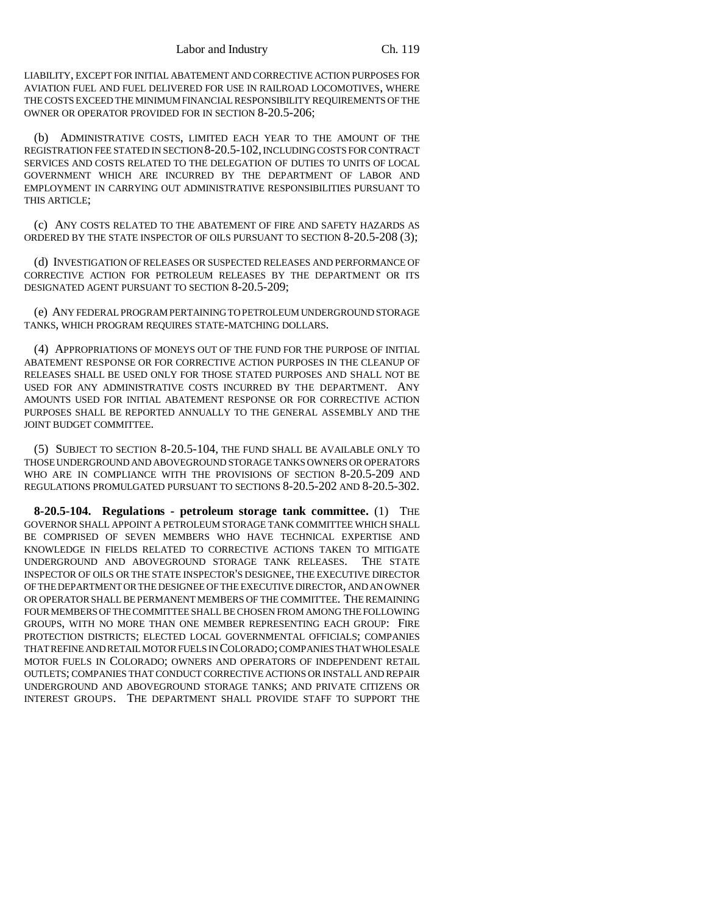LIABILITY, EXCEPT FOR INITIAL ABATEMENT AND CORRECTIVE ACTION PURPOSES FOR AVIATION FUEL AND FUEL DELIVERED FOR USE IN RAILROAD LOCOMOTIVES, WHERE THE COSTS EXCEED THE MINIMUM FINANCIAL RESPONSIBILITY REQUIREMENTS OF THE OWNER OR OPERATOR PROVIDED FOR IN SECTION 8-20.5-206;

(b) ADMINISTRATIVE COSTS, LIMITED EACH YEAR TO THE AMOUNT OF THE REGISTRATION FEE STATED IN SECTION 8-20.5-102, INCLUDING COSTS FOR CONTRACT SERVICES AND COSTS RELATED TO THE DELEGATION OF DUTIES TO UNITS OF LOCAL GOVERNMENT WHICH ARE INCURRED BY THE DEPARTMENT OF LABOR AND EMPLOYMENT IN CARRYING OUT ADMINISTRATIVE RESPONSIBILITIES PURSUANT TO THIS ARTICLE;

(c) ANY COSTS RELATED TO THE ABATEMENT OF FIRE AND SAFETY HAZARDS AS ORDERED BY THE STATE INSPECTOR OF OILS PURSUANT TO SECTION 8-20.5-208 (3);

(d) INVESTIGATION OF RELEASES OR SUSPECTED RELEASES AND PERFORMANCE OF CORRECTIVE ACTION FOR PETROLEUM RELEASES BY THE DEPARTMENT OR ITS DESIGNATED AGENT PURSUANT TO SECTION 8-20.5-209;

(e) ANY FEDERAL PROGRAM PERTAINING TO PETROLEUM UNDERGROUND STORAGE TANKS, WHICH PROGRAM REQUIRES STATE-MATCHING DOLLARS.

(4) APPROPRIATIONS OF MONEYS OUT OF THE FUND FOR THE PURPOSE OF INITIAL ABATEMENT RESPONSE OR FOR CORRECTIVE ACTION PURPOSES IN THE CLEANUP OF RELEASES SHALL BE USED ONLY FOR THOSE STATED PURPOSES AND SHALL NOT BE USED FOR ANY ADMINISTRATIVE COSTS INCURRED BY THE DEPARTMENT. ANY AMOUNTS USED FOR INITIAL ABATEMENT RESPONSE OR FOR CORRECTIVE ACTION PURPOSES SHALL BE REPORTED ANNUALLY TO THE GENERAL ASSEMBLY AND THE JOINT BUDGET COMMITTEE.

(5) SUBJECT TO SECTION 8-20.5-104, THE FUND SHALL BE AVAILABLE ONLY TO THOSE UNDERGROUND AND ABOVEGROUND STORAGE TANKS OWNERS OR OPERATORS WHO ARE IN COMPLIANCE WITH THE PROVISIONS OF SECTION 8-20.5-209 AND REGULATIONS PROMULGATED PURSUANT TO SECTIONS 8-20.5-202 AND 8-20.5-302.

**8-20.5-104. Regulations - petroleum storage tank committee.** (1) THE GOVERNOR SHALL APPOINT A PETROLEUM STORAGE TANK COMMITTEE WHICH SHALL BE COMPRISED OF SEVEN MEMBERS WHO HAVE TECHNICAL EXPERTISE AND KNOWLEDGE IN FIELDS RELATED TO CORRECTIVE ACTIONS TAKEN TO MITIGATE UNDERGROUND AND ABOVEGROUND STORAGE TANK RELEASES. THE STATE INSPECTOR OF OILS OR THE STATE INSPECTOR'S DESIGNEE, THE EXECUTIVE DIRECTOR OF THE DEPARTMENT OR THE DESIGNEE OF THE EXECUTIVE DIRECTOR, AND AN OWNER OR OPERATOR SHALL BE PERMANENT MEMBERS OF THE COMMITTEE. THE REMAINING FOUR MEMBERS OF THE COMMITTEE SHALL BE CHOSEN FROM AMONG THE FOLLOWING GROUPS, WITH NO MORE THAN ONE MEMBER REPRESENTING EACH GROUP: FIRE PROTECTION DISTRICTS; ELECTED LOCAL GOVERNMENTAL OFFICIALS; COMPANIES THAT REFINE AND RETAIL MOTOR FUELS IN COLORADO; COMPANIES THAT WHOLESALE MOTOR FUELS IN COLORADO; OWNERS AND OPERATORS OF INDEPENDENT RETAIL OUTLETS; COMPANIES THAT CONDUCT CORRECTIVE ACTIONS OR INSTALL AND REPAIR UNDERGROUND AND ABOVEGROUND STORAGE TANKS; AND PRIVATE CITIZENS OR INTEREST GROUPS. THE DEPARTMENT SHALL PROVIDE STAFF TO SUPPORT THE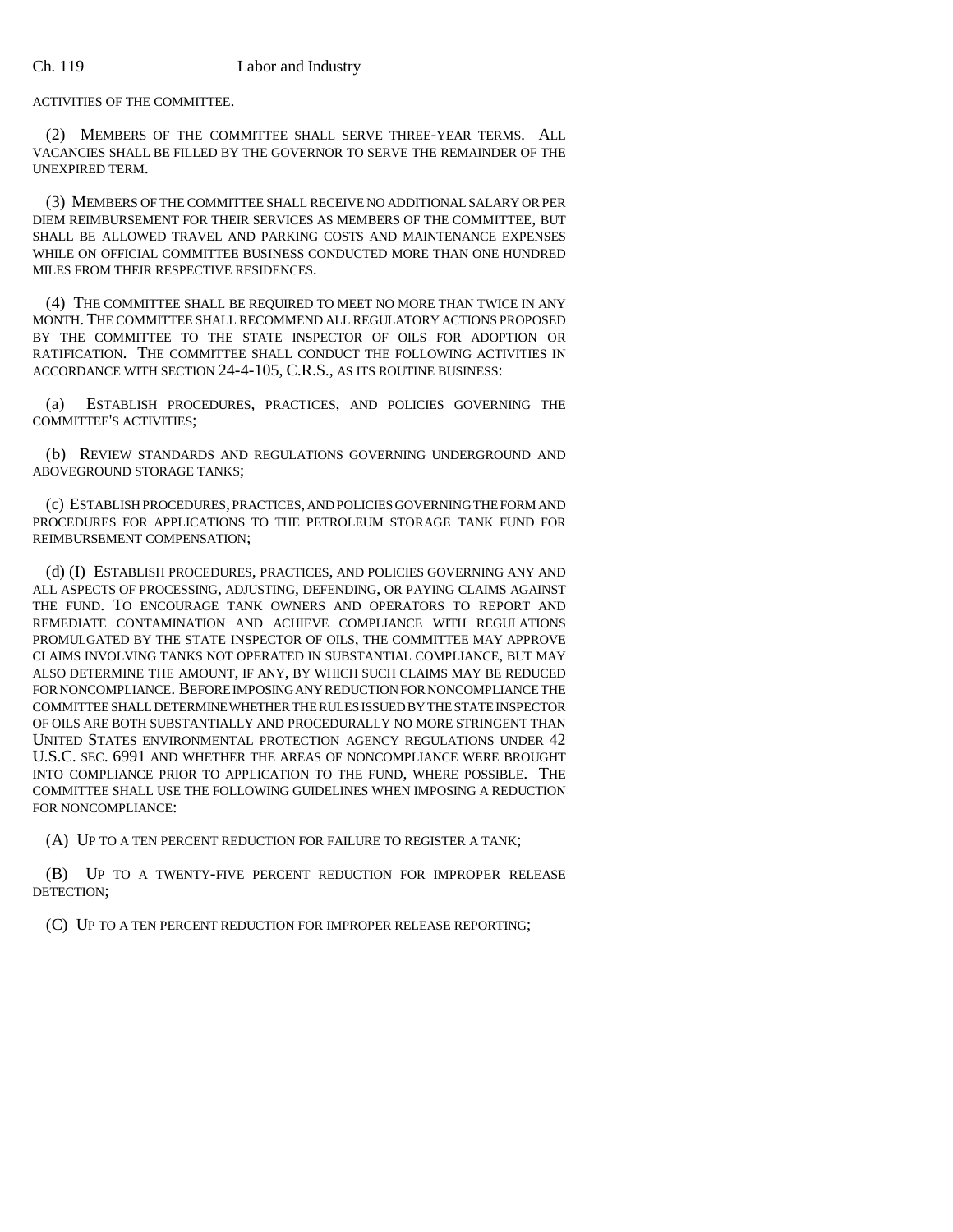ACTIVITIES OF THE COMMITTEE.

(2) MEMBERS OF THE COMMITTEE SHALL SERVE THREE-YEAR TERMS. ALL VACANCIES SHALL BE FILLED BY THE GOVERNOR TO SERVE THE REMAINDER OF THE UNEXPIRED TERM.

(3) MEMBERS OF THE COMMITTEE SHALL RECEIVE NO ADDITIONAL SALARY OR PER DIEM REIMBURSEMENT FOR THEIR SERVICES AS MEMBERS OF THE COMMITTEE, BUT SHALL BE ALLOWED TRAVEL AND PARKING COSTS AND MAINTENANCE EXPENSES WHILE ON OFFICIAL COMMITTEE BUSINESS CONDUCTED MORE THAN ONE HUNDRED MILES FROM THEIR RESPECTIVE RESIDENCES.

(4) THE COMMITTEE SHALL BE REQUIRED TO MEET NO MORE THAN TWICE IN ANY MONTH. THE COMMITTEE SHALL RECOMMEND ALL REGULATORY ACTIONS PROPOSED BY THE COMMITTEE TO THE STATE INSPECTOR OF OILS FOR ADOPTION OR RATIFICATION. THE COMMITTEE SHALL CONDUCT THE FOLLOWING ACTIVITIES IN ACCORDANCE WITH SECTION 24-4-105, C.R.S., AS ITS ROUTINE BUSINESS:

(a) ESTABLISH PROCEDURES, PRACTICES, AND POLICIES GOVERNING THE COMMITTEE'S ACTIVITIES;

(b) REVIEW STANDARDS AND REGULATIONS GOVERNING UNDERGROUND AND ABOVEGROUND STORAGE TANKS;

(c) ESTABLISH PROCEDURES, PRACTICES, AND POLICIES GOVERNING THE FORM AND PROCEDURES FOR APPLICATIONS TO THE PETROLEUM STORAGE TANK FUND FOR REIMBURSEMENT COMPENSATION;

(d) (I) ESTABLISH PROCEDURES, PRACTICES, AND POLICIES GOVERNING ANY AND ALL ASPECTS OF PROCESSING, ADJUSTING, DEFENDING, OR PAYING CLAIMS AGAINST THE FUND. TO ENCOURAGE TANK OWNERS AND OPERATORS TO REPORT AND REMEDIATE CONTAMINATION AND ACHIEVE COMPLIANCE WITH REGULATIONS PROMULGATED BY THE STATE INSPECTOR OF OILS, THE COMMITTEE MAY APPROVE CLAIMS INVOLVING TANKS NOT OPERATED IN SUBSTANTIAL COMPLIANCE, BUT MAY ALSO DETERMINE THE AMOUNT, IF ANY, BY WHICH SUCH CLAIMS MAY BE REDUCED FOR NONCOMPLIANCE. BEFORE IMPOSING ANY REDUCTION FOR NONCOMPLIANCE THE COMMITTEE SHALL DETERMINE WHETHER THE RULES ISSUED BY THE STATE INSPECTOR OF OILS ARE BOTH SUBSTANTIALLY AND PROCEDURALLY NO MORE STRINGENT THAN UNITED STATES ENVIRONMENTAL PROTECTION AGENCY REGULATIONS UNDER 42 U.S.C. SEC. 6991 AND WHETHER THE AREAS OF NONCOMPLIANCE WERE BROUGHT INTO COMPLIANCE PRIOR TO APPLICATION TO THE FUND, WHERE POSSIBLE. THE COMMITTEE SHALL USE THE FOLLOWING GUIDELINES WHEN IMPOSING A REDUCTION FOR NONCOMPLIANCE:

(A) UP TO A TEN PERCENT REDUCTION FOR FAILURE TO REGISTER A TANK;

(B) UP TO A TWENTY-FIVE PERCENT REDUCTION FOR IMPROPER RELEASE DETECTION;

(C) UP TO A TEN PERCENT REDUCTION FOR IMPROPER RELEASE REPORTING;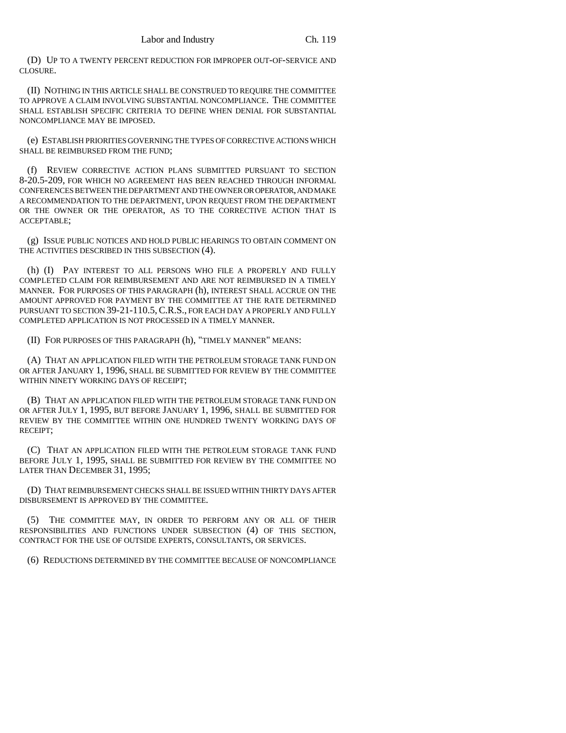(D) UP TO A TWENTY PERCENT REDUCTION FOR IMPROPER OUT-OF-SERVICE AND CLOSURE.

(II) NOTHING IN THIS ARTICLE SHALL BE CONSTRUED TO REQUIRE THE COMMITTEE TO APPROVE A CLAIM INVOLVING SUBSTANTIAL NONCOMPLIANCE. THE COMMITTEE SHALL ESTABLISH SPECIFIC CRITERIA TO DEFINE WHEN DENIAL FOR SUBSTANTIAL NONCOMPLIANCE MAY BE IMPOSED.

(e) ESTABLISH PRIORITIES GOVERNING THE TYPES OF CORRECTIVE ACTIONS WHICH SHALL BE REIMBURSED FROM THE FUND;

(f) REVIEW CORRECTIVE ACTION PLANS SUBMITTED PURSUANT TO SECTION 8-20.5-209, FOR WHICH NO AGREEMENT HAS BEEN REACHED THROUGH INFORMAL CONFERENCES BETWEEN THE DEPARTMENT AND THE OWNER OR OPERATOR, AND MAKE A RECOMMENDATION TO THE DEPARTMENT, UPON REQUEST FROM THE DEPARTMENT OR THE OWNER OR THE OPERATOR, AS TO THE CORRECTIVE ACTION THAT IS ACCEPTABLE;

(g) ISSUE PUBLIC NOTICES AND HOLD PUBLIC HEARINGS TO OBTAIN COMMENT ON THE ACTIVITIES DESCRIBED IN THIS SUBSECTION (4).

(h) (I) PAY INTEREST TO ALL PERSONS WHO FILE A PROPERLY AND FULLY COMPLETED CLAIM FOR REIMBURSEMENT AND ARE NOT REIMBURSED IN A TIMELY MANNER. FOR PURPOSES OF THIS PARAGRAPH (h), INTEREST SHALL ACCRUE ON THE AMOUNT APPROVED FOR PAYMENT BY THE COMMITTEE AT THE RATE DETERMINED PURSUANT TO SECTION 39-21-110.5, C.R.S., FOR EACH DAY A PROPERLY AND FULLY COMPLETED APPLICATION IS NOT PROCESSED IN A TIMELY MANNER.

(II) FOR PURPOSES OF THIS PARAGRAPH (h), "TIMELY MANNER" MEANS:

(A) THAT AN APPLICATION FILED WITH THE PETROLEUM STORAGE TANK FUND ON OR AFTER JANUARY 1, 1996, SHALL BE SUBMITTED FOR REVIEW BY THE COMMITTEE WITHIN NINETY WORKING DAYS OF RECEIPT;

(B) THAT AN APPLICATION FILED WITH THE PETROLEUM STORAGE TANK FUND ON OR AFTER JULY 1, 1995, BUT BEFORE JANUARY 1, 1996, SHALL BE SUBMITTED FOR REVIEW BY THE COMMITTEE WITHIN ONE HUNDRED TWENTY WORKING DAYS OF RECEIPT;

(C) THAT AN APPLICATION FILED WITH THE PETROLEUM STORAGE TANK FUND BEFORE JULY 1, 1995, SHALL BE SUBMITTED FOR REVIEW BY THE COMMITTEE NO LATER THAN DECEMBER 31, 1995;

(D) THAT REIMBURSEMENT CHECKS SHALL BE ISSUED WITHIN THIRTY DAYS AFTER DISBURSEMENT IS APPROVED BY THE COMMITTEE.

(5) THE COMMITTEE MAY, IN ORDER TO PERFORM ANY OR ALL OF THEIR RESPONSIBILITIES AND FUNCTIONS UNDER SUBSECTION (4) OF THIS SECTION, CONTRACT FOR THE USE OF OUTSIDE EXPERTS, CONSULTANTS, OR SERVICES.

(6) REDUCTIONS DETERMINED BY THE COMMITTEE BECAUSE OF NONCOMPLIANCE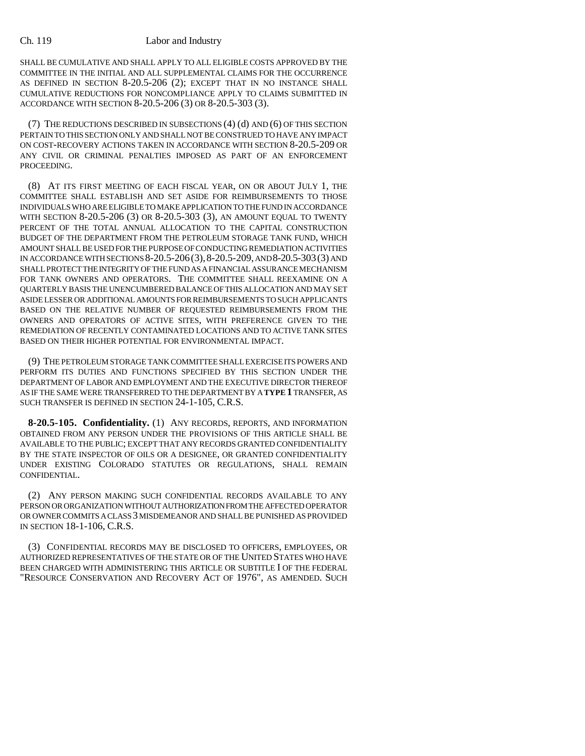SHALL BE CUMULATIVE AND SHALL APPLY TO ALL ELIGIBLE COSTS APPROVED BY THE COMMITTEE IN THE INITIAL AND ALL SUPPLEMENTAL CLAIMS FOR THE OCCURRENCE AS DEFINED IN SECTION 8-20.5-206 (2); EXCEPT THAT IN NO INSTANCE SHALL CUMULATIVE REDUCTIONS FOR NONCOMPLIANCE APPLY TO CLAIMS SUBMITTED IN ACCORDANCE WITH SECTION 8-20.5-206 (3) OR 8-20.5-303 (3).

(7) THE REDUCTIONS DESCRIBED IN SUBSECTIONS (4) (d) AND (6) OF THIS SECTION PERTAIN TO THIS SECTION ONLY AND SHALL NOT BE CONSTRUED TO HAVE ANY IMPACT ON COST-RECOVERY ACTIONS TAKEN IN ACCORDANCE WITH SECTION 8-20.5-209 OR ANY CIVIL OR CRIMINAL PENALTIES IMPOSED AS PART OF AN ENFORCEMENT PROCEEDING.

(8) AT ITS FIRST MEETING OF EACH FISCAL YEAR, ON OR ABOUT JULY 1, THE COMMITTEE SHALL ESTABLISH AND SET ASIDE FOR REIMBURSEMENTS TO THOSE INDIVIDUALS WHO ARE ELIGIBLE TO MAKE APPLICATION TO THE FUND IN ACCORDANCE WITH SECTION 8-20.5-206 (3) OR 8-20.5-303 (3), AN AMOUNT EQUAL TO TWENTY PERCENT OF THE TOTAL ANNUAL ALLOCATION TO THE CAPITAL CONSTRUCTION BUDGET OF THE DEPARTMENT FROM THE PETROLEUM STORAGE TANK FUND, WHICH AMOUNT SHALL BE USED FOR THE PURPOSE OF CONDUCTING REMEDIATION ACTIVITIES IN ACCORDANCE WITH SECTIONS 8-20.5-206 (3), 8-20.5-209, AND 8-20.5-303 (3) AND SHALL PROTECT THE INTEGRITY OF THE FUND AS A FINANCIAL ASSURANCE MECHANISM FOR TANK OWNERS AND OPERATORS. THE COMMITTEE SHALL REEXAMINE ON A QUARTERLY BASIS THE UNENCUMBERED BALANCE OF THIS ALLOCATION AND MAY SET ASIDE LESSER OR ADDITIONAL AMOUNTS FOR REIMBURSEMENTS TO SUCH APPLICANTS BASED ON THE RELATIVE NUMBER OF REQUESTED REIMBURSEMENTS FROM THE OWNERS AND OPERATORS OF ACTIVE SITES, WITH PREFERENCE GIVEN TO THE REMEDIATION OF RECENTLY CONTAMINATED LOCATIONS AND TO ACTIVE TANK SITES BASED ON THEIR HIGHER POTENTIAL FOR ENVIRONMENTAL IMPACT.

(9) THE PETROLEUM STORAGE TANK COMMITTEE SHALL EXERCISE ITS POWERS AND PERFORM ITS DUTIES AND FUNCTIONS SPECIFIED BY THIS SECTION UNDER THE DEPARTMENT OF LABOR AND EMPLOYMENT AND THE EXECUTIVE DIRECTOR THEREOF AS IF THE SAME WERE TRANSFERRED TO THE DEPARTMENT BY A **TYPE 1** TRANSFER, AS SUCH TRANSFER IS DEFINED IN SECTION 24-1-105, C.R.S.

**8-20.5-105. Confidentiality.** (1) ANY RECORDS, REPORTS, AND INFORMATION OBTAINED FROM ANY PERSON UNDER THE PROVISIONS OF THIS ARTICLE SHALL BE AVAILABLE TO THE PUBLIC; EXCEPT THAT ANY RECORDS GRANTED CONFIDENTIALITY BY THE STATE INSPECTOR OF OILS OR A DESIGNEE, OR GRANTED CONFIDENTIALITY UNDER EXISTING COLORADO STATUTES OR REGULATIONS, SHALL REMAIN CONFIDENTIAL.

(2) ANY PERSON MAKING SUCH CONFIDENTIAL RECORDS AVAILABLE TO ANY PERSON OR ORGANIZATION WITHOUT AUTHORIZATION FROM THE AFFECTED OPERATOR OR OWNER COMMITS A CLASS 3 MISDEMEANOR AND SHALL BE PUNISHED AS PROVIDED IN SECTION 18-1-106, C.R.S.

(3) CONFIDENTIAL RECORDS MAY BE DISCLOSED TO OFFICERS, EMPLOYEES, OR AUTHORIZED REPRESENTATIVES OF THE STATE OR OF THE UNITED STATES WHO HAVE BEEN CHARGED WITH ADMINISTERING THIS ARTICLE OR SUBTITLE I OF THE FEDERAL "RESOURCE CONSERVATION AND RECOVERY ACT OF 1976", AS AMENDED. SUCH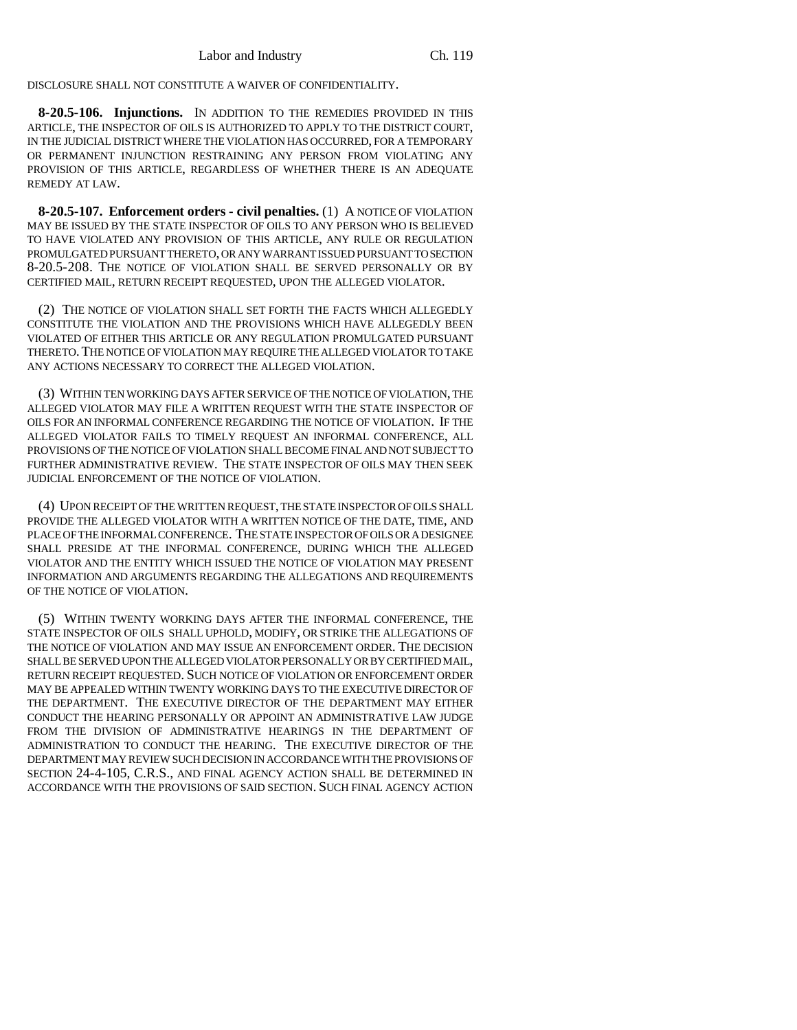DISCLOSURE SHALL NOT CONSTITUTE A WAIVER OF CONFIDENTIALITY.

**8-20.5-106. Injunctions.** IN ADDITION TO THE REMEDIES PROVIDED IN THIS ARTICLE, THE INSPECTOR OF OILS IS AUTHORIZED TO APPLY TO THE DISTRICT COURT, IN THE JUDICIAL DISTRICT WHERE THE VIOLATION HAS OCCURRED, FOR A TEMPORARY OR PERMANENT INJUNCTION RESTRAINING ANY PERSON FROM VIOLATING ANY PROVISION OF THIS ARTICLE, REGARDLESS OF WHETHER THERE IS AN ADEQUATE REMEDY AT LAW.

**8-20.5-107. Enforcement orders - civil penalties.** (1) A NOTICE OF VIOLATION MAY BE ISSUED BY THE STATE INSPECTOR OF OILS TO ANY PERSON WHO IS BELIEVED TO HAVE VIOLATED ANY PROVISION OF THIS ARTICLE, ANY RULE OR REGULATION PROMULGATED PURSUANT THERETO, OR ANY WARRANT ISSUED PURSUANT TO SECTION 8-20.5-208. THE NOTICE OF VIOLATION SHALL BE SERVED PERSONALLY OR BY CERTIFIED MAIL, RETURN RECEIPT REQUESTED, UPON THE ALLEGED VIOLATOR.

(2) THE NOTICE OF VIOLATION SHALL SET FORTH THE FACTS WHICH ALLEGEDLY CONSTITUTE THE VIOLATION AND THE PROVISIONS WHICH HAVE ALLEGEDLY BEEN VIOLATED OF EITHER THIS ARTICLE OR ANY REGULATION PROMULGATED PURSUANT THERETO. THE NOTICE OF VIOLATION MAY REQUIRE THE ALLEGED VIOLATOR TO TAKE ANY ACTIONS NECESSARY TO CORRECT THE ALLEGED VIOLATION.

(3) WITHIN TEN WORKING DAYS AFTER SERVICE OF THE NOTICE OF VIOLATION, THE ALLEGED VIOLATOR MAY FILE A WRITTEN REQUEST WITH THE STATE INSPECTOR OF OILS FOR AN INFORMAL CONFERENCE REGARDING THE NOTICE OF VIOLATION. IF THE ALLEGED VIOLATOR FAILS TO TIMELY REQUEST AN INFORMAL CONFERENCE, ALL PROVISIONS OF THE NOTICE OF VIOLATION SHALL BECOME FINAL AND NOT SUBJECT TO FURTHER ADMINISTRATIVE REVIEW. THE STATE INSPECTOR OF OILS MAY THEN SEEK JUDICIAL ENFORCEMENT OF THE NOTICE OF VIOLATION.

(4) UPON RECEIPT OF THE WRITTEN REQUEST, THE STATE INSPECTOR OF OILS SHALL PROVIDE THE ALLEGED VIOLATOR WITH A WRITTEN NOTICE OF THE DATE, TIME, AND PLACE OF THE INFORMAL CONFERENCE. THE STATE INSPECTOR OF OILS OR A DESIGNEE SHALL PRESIDE AT THE INFORMAL CONFERENCE, DURING WHICH THE ALLEGED VIOLATOR AND THE ENTITY WHICH ISSUED THE NOTICE OF VIOLATION MAY PRESENT INFORMATION AND ARGUMENTS REGARDING THE ALLEGATIONS AND REQUIREMENTS OF THE NOTICE OF VIOLATION.

(5) WITHIN TWENTY WORKING DAYS AFTER THE INFORMAL CONFERENCE, THE STATE INSPECTOR OF OILS SHALL UPHOLD, MODIFY, OR STRIKE THE ALLEGATIONS OF THE NOTICE OF VIOLATION AND MAY ISSUE AN ENFORCEMENT ORDER. THE DECISION SHALL BE SERVED UPON THE ALLEGED VIOLATOR PERSONALLY OR BY CERTIFIED MAIL, RETURN RECEIPT REQUESTED. SUCH NOTICE OF VIOLATION OR ENFORCEMENT ORDER MAY BE APPEALED WITHIN TWENTY WORKING DAYS TO THE EXECUTIVE DIRECTOR OF THE DEPARTMENT. THE EXECUTIVE DIRECTOR OF THE DEPARTMENT MAY EITHER CONDUCT THE HEARING PERSONALLY OR APPOINT AN ADMINISTRATIVE LAW JUDGE FROM THE DIVISION OF ADMINISTRATIVE HEARINGS IN THE DEPARTMENT OF ADMINISTRATION TO CONDUCT THE HEARING. THE EXECUTIVE DIRECTOR OF THE DEPARTMENT MAY REVIEW SUCH DECISION IN ACCORDANCE WITH THE PROVISIONS OF SECTION 24-4-105, C.R.S., AND FINAL AGENCY ACTION SHALL BE DETERMINED IN ACCORDANCE WITH THE PROVISIONS OF SAID SECTION. SUCH FINAL AGENCY ACTION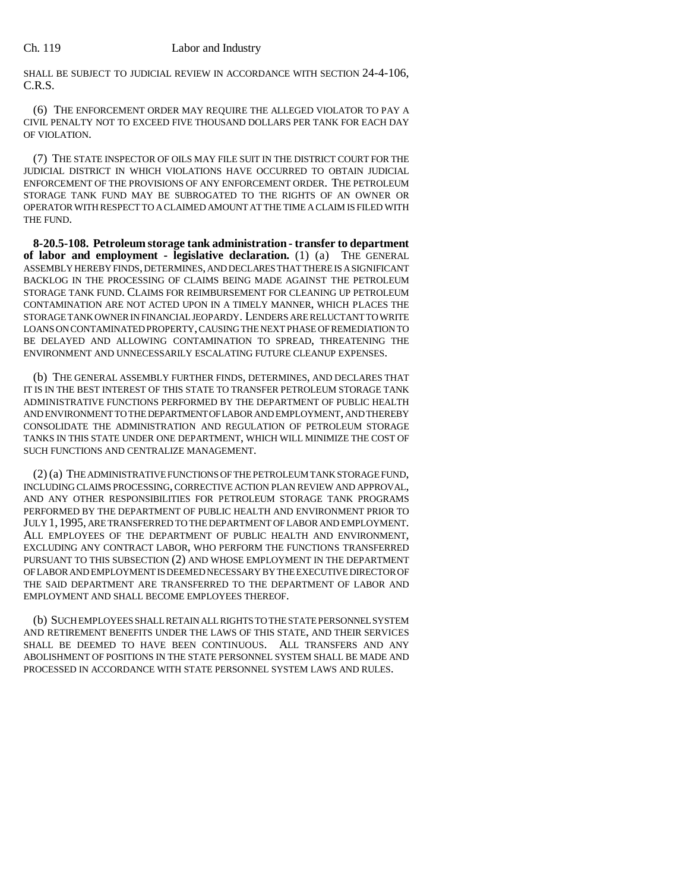SHALL BE SUBJECT TO JUDICIAL REVIEW IN ACCORDANCE WITH SECTION 24-4-106, C.R.S.

(6) THE ENFORCEMENT ORDER MAY REQUIRE THE ALLEGED VIOLATOR TO PAY A CIVIL PENALTY NOT TO EXCEED FIVE THOUSAND DOLLARS PER TANK FOR EACH DAY OF VIOLATION.

(7) THE STATE INSPECTOR OF OILS MAY FILE SUIT IN THE DISTRICT COURT FOR THE JUDICIAL DISTRICT IN WHICH VIOLATIONS HAVE OCCURRED TO OBTAIN JUDICIAL ENFORCEMENT OF THE PROVISIONS OF ANY ENFORCEMENT ORDER. THE PETROLEUM STORAGE TANK FUND MAY BE SUBROGATED TO THE RIGHTS OF AN OWNER OR OPERATOR WITH RESPECT TO A CLAIMED AMOUNT AT THE TIME A CLAIM IS FILED WITH THE FUND.

**8-20.5-108. Petroleum storage tank administration - transfer to department of labor and employment - legislative declaration.** (1) (a) THE GENERAL ASSEMBLY HEREBY FINDS, DETERMINES, AND DECLARES THAT THERE IS A SIGNIFICANT BACKLOG IN THE PROCESSING OF CLAIMS BEING MADE AGAINST THE PETROLEUM STORAGE TANK FUND. CLAIMS FOR REIMBURSEMENT FOR CLEANING UP PETROLEUM CONTAMINATION ARE NOT ACTED UPON IN A TIMELY MANNER, WHICH PLACES THE STORAGE TANK OWNER IN FINANCIAL JEOPARDY. LENDERS ARE RELUCTANT TO WRITE LOANS ON CONTAMINATED PROPERTY, CAUSING THE NEXT PHASE OF REMEDIATION TO BE DELAYED AND ALLOWING CONTAMINATION TO SPREAD, THREATENING THE ENVIRONMENT AND UNNECESSARILY ESCALATING FUTURE CLEANUP EXPENSES.

(b) THE GENERAL ASSEMBLY FURTHER FINDS, DETERMINES, AND DECLARES THAT IT IS IN THE BEST INTEREST OF THIS STATE TO TRANSFER PETROLEUM STORAGE TANK ADMINISTRATIVE FUNCTIONS PERFORMED BY THE DEPARTMENT OF PUBLIC HEALTH AND ENVIRONMENT TO THE DEPARTMENT OF LABOR AND EMPLOYMENT, AND THEREBY CONSOLIDATE THE ADMINISTRATION AND REGULATION OF PETROLEUM STORAGE TANKS IN THIS STATE UNDER ONE DEPARTMENT, WHICH WILL MINIMIZE THE COST OF SUCH FUNCTIONS AND CENTRALIZE MANAGEMENT.

(2) (a) THE ADMINISTRATIVE FUNCTIONS OF THE PETROLEUM TANK STORAGE FUND, INCLUDING CLAIMS PROCESSING, CORRECTIVE ACTION PLAN REVIEW AND APPROVAL, AND ANY OTHER RESPONSIBILITIES FOR PETROLEUM STORAGE TANK PROGRAMS PERFORMED BY THE DEPARTMENT OF PUBLIC HEALTH AND ENVIRONMENT PRIOR TO JULY 1, 1995, ARE TRANSFERRED TO THE DEPARTMENT OF LABOR AND EMPLOYMENT. ALL EMPLOYEES OF THE DEPARTMENT OF PUBLIC HEALTH AND ENVIRONMENT, EXCLUDING ANY CONTRACT LABOR, WHO PERFORM THE FUNCTIONS TRANSFERRED PURSUANT TO THIS SUBSECTION (2) AND WHOSE EMPLOYMENT IN THE DEPARTMENT OF LABOR AND EMPLOYMENT IS DEEMED NECESSARY BY THE EXECUTIVE DIRECTOR OF THE SAID DEPARTMENT ARE TRANSFERRED TO THE DEPARTMENT OF LABOR AND EMPLOYMENT AND SHALL BECOME EMPLOYEES THEREOF.

(b) SUCH EMPLOYEES SHALL RETAIN ALL RIGHTS TO THE STATE PERSONNEL SYSTEM AND RETIREMENT BENEFITS UNDER THE LAWS OF THIS STATE, AND THEIR SERVICES SHALL BE DEEMED TO HAVE BEEN CONTINUOUS. ALL TRANSFERS AND ANY ABOLISHMENT OF POSITIONS IN THE STATE PERSONNEL SYSTEM SHALL BE MADE AND PROCESSED IN ACCORDANCE WITH STATE PERSONNEL SYSTEM LAWS AND RULES.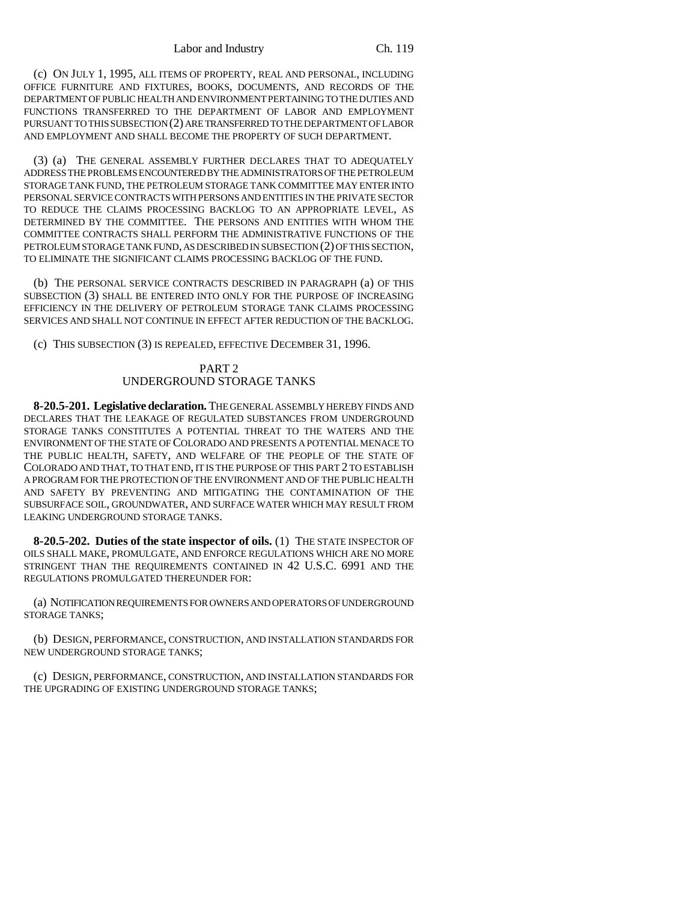(c) ON JULY 1, 1995, ALL ITEMS OF PROPERTY, REAL AND PERSONAL, INCLUDING OFFICE FURNITURE AND FIXTURES, BOOKS, DOCUMENTS, AND RECORDS OF THE DEPARTMENT OF PUBLIC HEALTH AND ENVIRONMENT PERTAINING TO THE DUTIES AND FUNCTIONS TRANSFERRED TO THE DEPARTMENT OF LABOR AND EMPLOYMENT PURSUANT TO THIS SUBSECTION (2) ARE TRANSFERRED TO THE DEPARTMENT OF LABOR AND EMPLOYMENT AND SHALL BECOME THE PROPERTY OF SUCH DEPARTMENT.

(3) (a) THE GENERAL ASSEMBLY FURTHER DECLARES THAT TO ADEQUATELY ADDRESS THE PROBLEMS ENCOUNTERED BY THE ADMINISTRATORS OF THE PETROLEUM STORAGE TANK FUND, THE PETROLEUM STORAGE TANK COMMITTEE MAY ENTER INTO PERSONAL SERVICE CONTRACTS WITH PERSONS AND ENTITIES IN THE PRIVATE SECTOR TO REDUCE THE CLAIMS PROCESSING BACKLOG TO AN APPROPRIATE LEVEL, AS DETERMINED BY THE COMMITTEE. THE PERSONS AND ENTITIES WITH WHOM THE COMMITTEE CONTRACTS SHALL PERFORM THE ADMINISTRATIVE FUNCTIONS OF THE PETROLEUM STORAGE TANK FUND, AS DESCRIBED IN SUBSECTION (2) OF THIS SECTION, TO ELIMINATE THE SIGNIFICANT CLAIMS PROCESSING BACKLOG OF THE FUND.

(b) THE PERSONAL SERVICE CONTRACTS DESCRIBED IN PARAGRAPH (a) OF THIS SUBSECTION (3) SHALL BE ENTERED INTO ONLY FOR THE PURPOSE OF INCREASING EFFICIENCY IN THE DELIVERY OF PETROLEUM STORAGE TANK CLAIMS PROCESSING SERVICES AND SHALL NOT CONTINUE IN EFFECT AFTER REDUCTION OF THE BACKLOG.

(c) THIS SUBSECTION (3) IS REPEALED, EFFECTIVE DECEMBER 31, 1996.

## PART 2
## UNDERGROUND STORAGE TANKS

**8-20.5-201. Legislative declaration.** THE GENERAL ASSEMBLY HEREBY FINDS AND DECLARES THAT THE LEAKAGE OF REGULATED SUBSTANCES FROM UNDERGROUND STORAGE TANKS CONSTITUTES A POTENTIAL THREAT TO THE WATERS AND THE ENVIRONMENT OF THE STATE OF COLORADO AND PRESENTS A POTENTIAL MENACE TO THE PUBLIC HEALTH, SAFETY, AND WELFARE OF THE PEOPLE OF THE STATE OF COLORADO AND THAT, TO THAT END, IT IS THE PURPOSE OF THIS PART 2 TO ESTABLISH A PROGRAM FOR THE PROTECTION OF THE ENVIRONMENT AND OF THE PUBLIC HEALTH AND SAFETY BY PREVENTING AND MITIGATING THE CONTAMINATION OF THE SUBSURFACE SOIL, GROUNDWATER, AND SURFACE WATER WHICH MAY RESULT FROM LEAKING UNDERGROUND STORAGE TANKS.

**8-20.5-202. Duties of the state inspector of oils.** (1) THE STATE INSPECTOR OF OILS SHALL MAKE, PROMULGATE, AND ENFORCE REGULATIONS WHICH ARE NO MORE STRINGENT THAN THE REQUIREMENTS CONTAINED IN 42 U.S.C. 6991 AND THE REGULATIONS PROMULGATED THEREUNDER FOR:

(a) NOTIFICATION REQUIREMENTS FOR OWNERS AND OPERATORS OF UNDERGROUND STORAGE TANKS;

(b) DESIGN, PERFORMANCE, CONSTRUCTION, AND INSTALLATION STANDARDS FOR NEW UNDERGROUND STORAGE TANKS;

(c) DESIGN, PERFORMANCE, CONSTRUCTION, AND INSTALLATION STANDARDS FOR THE UPGRADING OF EXISTING UNDERGROUND STORAGE TANKS;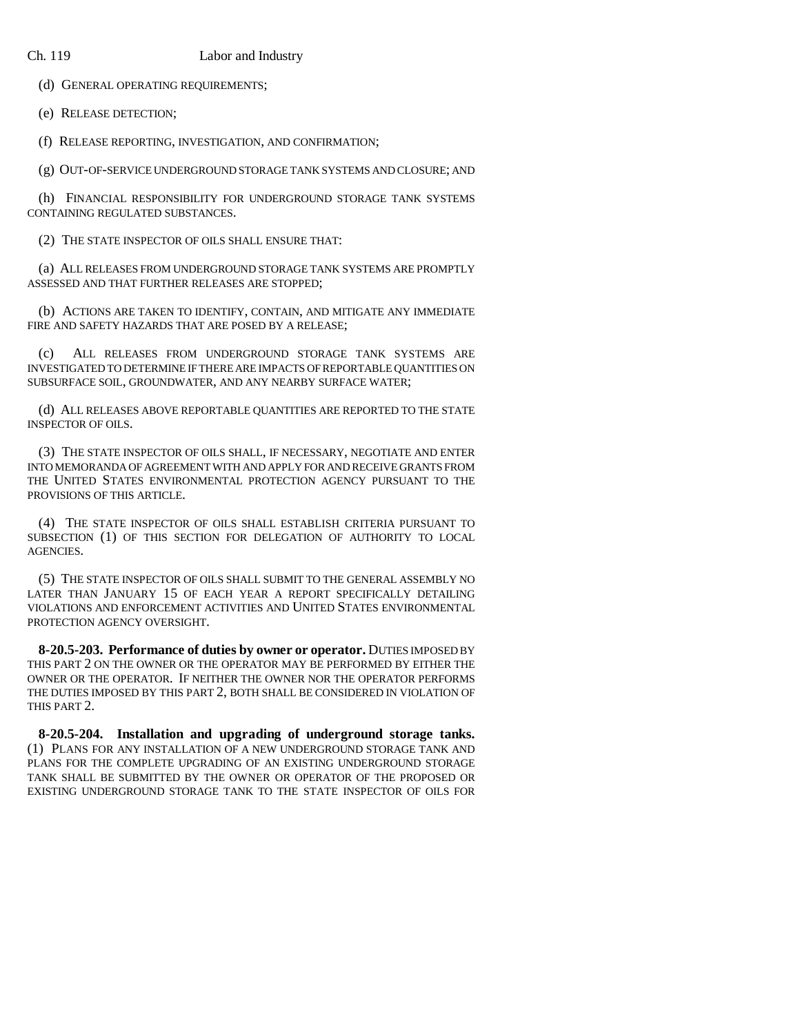(d) GENERAL OPERATING REQUIREMENTS;

(e) RELEASE DETECTION;

(f) RELEASE REPORTING, INVESTIGATION, AND CONFIRMATION;

(g) OUT-OF-SERVICE UNDERGROUND STORAGE TANK SYSTEMS AND CLOSURE; AND

(h) FINANCIAL RESPONSIBILITY FOR UNDERGROUND STORAGE TANK SYSTEMS CONTAINING REGULATED SUBSTANCES.

(2) THE STATE INSPECTOR OF OILS SHALL ENSURE THAT:

(a) ALL RELEASES FROM UNDERGROUND STORAGE TANK SYSTEMS ARE PROMPTLY ASSESSED AND THAT FURTHER RELEASES ARE STOPPED;

(b) ACTIONS ARE TAKEN TO IDENTIFY, CONTAIN, AND MITIGATE ANY IMMEDIATE FIRE AND SAFETY HAZARDS THAT ARE POSED BY A RELEASE;

(c) ALL RELEASES FROM UNDERGROUND STORAGE TANK SYSTEMS ARE INVESTIGATED TO DETERMINE IF THERE ARE IMPACTS OF REPORTABLE QUANTITIES ON SUBSURFACE SOIL, GROUNDWATER, AND ANY NEARBY SURFACE WATER;

(d) ALL RELEASES ABOVE REPORTABLE QUANTITIES ARE REPORTED TO THE STATE INSPECTOR OF OILS.

(3) THE STATE INSPECTOR OF OILS SHALL, IF NECESSARY, NEGOTIATE AND ENTER INTO MEMORANDA OF AGREEMENT WITH AND APPLY FOR AND RECEIVE GRANTS FROM THE UNITED STATES ENVIRONMENTAL PROTECTION AGENCY PURSUANT TO THE PROVISIONS OF THIS ARTICLE.

(4) THE STATE INSPECTOR OF OILS SHALL ESTABLISH CRITERIA PURSUANT TO SUBSECTION (1) OF THIS SECTION FOR DELEGATION OF AUTHORITY TO LOCAL AGENCIES.

(5) THE STATE INSPECTOR OF OILS SHALL SUBMIT TO THE GENERAL ASSEMBLY NO LATER THAN JANUARY 15 OF EACH YEAR A REPORT SPECIFICALLY DETAILING VIOLATIONS AND ENFORCEMENT ACTIVITIES AND UNITED STATES ENVIRONMENTAL PROTECTION AGENCY OVERSIGHT.

**8-20.5-203. Performance of duties by owner or operator.** DUTIES IMPOSED BY THIS PART 2 ON THE OWNER OR THE OPERATOR MAY BE PERFORMED BY EITHER THE OWNER OR THE OPERATOR. IF NEITHER THE OWNER NOR THE OPERATOR PERFORMS THE DUTIES IMPOSED BY THIS PART 2, BOTH SHALL BE CONSIDERED IN VIOLATION OF THIS PART 2.

**8-20.5-204. Installation and upgrading of underground storage tanks.** (1) PLANS FOR ANY INSTALLATION OF A NEW UNDERGROUND STORAGE TANK AND PLANS FOR THE COMPLETE UPGRADING OF AN EXISTING UNDERGROUND STORAGE TANK SHALL BE SUBMITTED BY THE OWNER OR OPERATOR OF THE PROPOSED OR EXISTING UNDERGROUND STORAGE TANK TO THE STATE INSPECTOR OF OILS FOR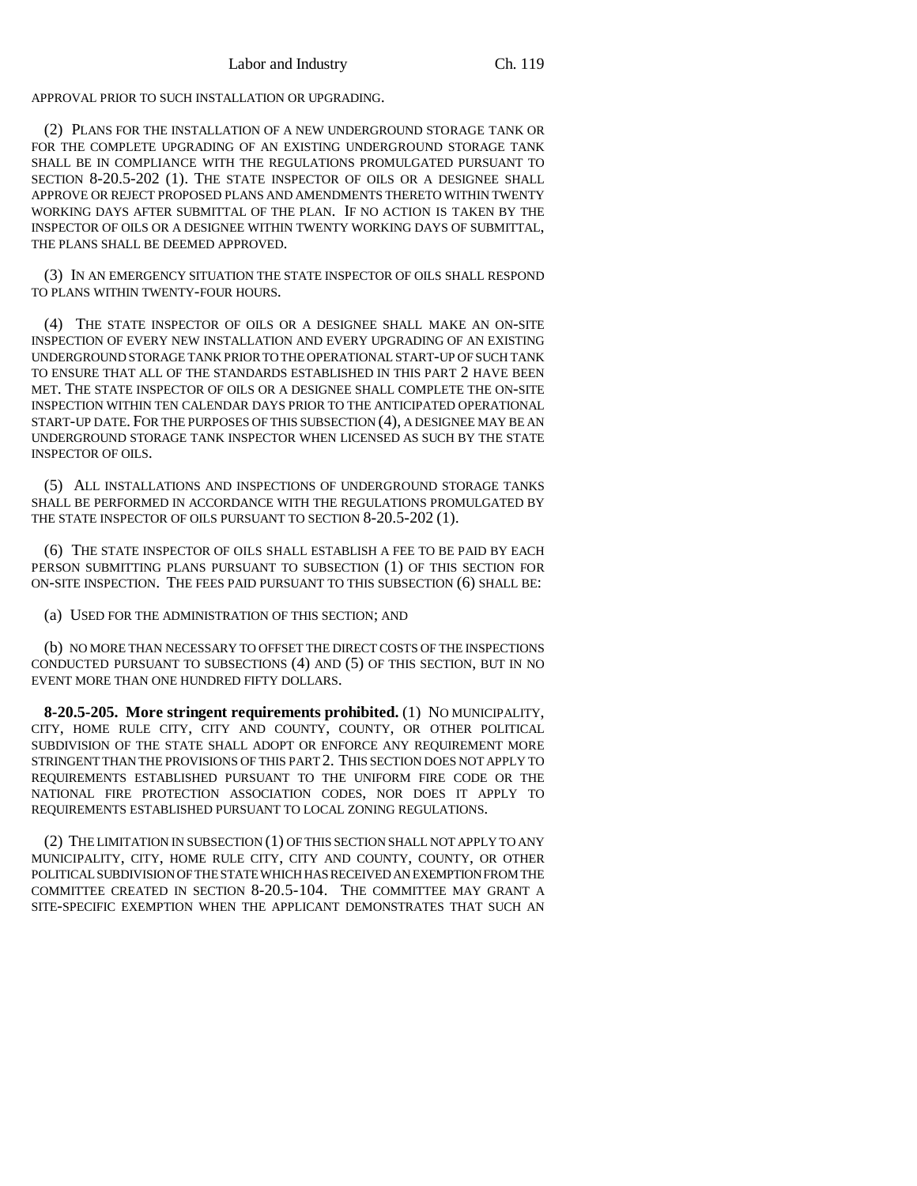APPROVAL PRIOR TO SUCH INSTALLATION OR UPGRADING.

(2) PLANS FOR THE INSTALLATION OF A NEW UNDERGROUND STORAGE TANK OR FOR THE COMPLETE UPGRADING OF AN EXISTING UNDERGROUND STORAGE TANK SHALL BE IN COMPLIANCE WITH THE REGULATIONS PROMULGATED PURSUANT TO SECTION 8-20.5-202 (1). THE STATE INSPECTOR OF OILS OR A DESIGNEE SHALL APPROVE OR REJECT PROPOSED PLANS AND AMENDMENTS THERETO WITHIN TWENTY WORKING DAYS AFTER SUBMITTAL OF THE PLAN. IF NO ACTION IS TAKEN BY THE INSPECTOR OF OILS OR A DESIGNEE WITHIN TWENTY WORKING DAYS OF SUBMITTAL, THE PLANS SHALL BE DEEMED APPROVED.

(3) IN AN EMERGENCY SITUATION THE STATE INSPECTOR OF OILS SHALL RESPOND TO PLANS WITHIN TWENTY-FOUR HOURS.

(4) THE STATE INSPECTOR OF OILS OR A DESIGNEE SHALL MAKE AN ON-SITE INSPECTION OF EVERY NEW INSTALLATION AND EVERY UPGRADING OF AN EXISTING UNDERGROUND STORAGE TANK PRIOR TO THE OPERATIONAL START-UP OF SUCH TANK TO ENSURE THAT ALL OF THE STANDARDS ESTABLISHED IN THIS PART 2 HAVE BEEN MET. THE STATE INSPECTOR OF OILS OR A DESIGNEE SHALL COMPLETE THE ON-SITE INSPECTION WITHIN TEN CALENDAR DAYS PRIOR TO THE ANTICIPATED OPERATIONAL START-UP DATE. FOR THE PURPOSES OF THIS SUBSECTION (4), A DESIGNEE MAY BE AN UNDERGROUND STORAGE TANK INSPECTOR WHEN LICENSED AS SUCH BY THE STATE INSPECTOR OF OILS.

(5) ALL INSTALLATIONS AND INSPECTIONS OF UNDERGROUND STORAGE TANKS SHALL BE PERFORMED IN ACCORDANCE WITH THE REGULATIONS PROMULGATED BY THE STATE INSPECTOR OF OILS PURSUANT TO SECTION 8-20.5-202 (1).

(6) THE STATE INSPECTOR OF OILS SHALL ESTABLISH A FEE TO BE PAID BY EACH PERSON SUBMITTING PLANS PURSUANT TO SUBSECTION (1) OF THIS SECTION FOR ON-SITE INSPECTION. THE FEES PAID PURSUANT TO THIS SUBSECTION (6) SHALL BE:

(a) USED FOR THE ADMINISTRATION OF THIS SECTION; AND

(b) NO MORE THAN NECESSARY TO OFFSET THE DIRECT COSTS OF THE INSPECTIONS CONDUCTED PURSUANT TO SUBSECTIONS (4) AND (5) OF THIS SECTION, BUT IN NO EVENT MORE THAN ONE HUNDRED FIFTY DOLLARS.

**8-20.5-205. More stringent requirements prohibited.** (1) NO MUNICIPALITY, CITY, HOME RULE CITY, CITY AND COUNTY, COUNTY, OR OTHER POLITICAL SUBDIVISION OF THE STATE SHALL ADOPT OR ENFORCE ANY REQUIREMENT MORE STRINGENT THAN THE PROVISIONS OF THIS PART 2. THIS SECTION DOES NOT APPLY TO REQUIREMENTS ESTABLISHED PURSUANT TO THE UNIFORM FIRE CODE OR THE NATIONAL FIRE PROTECTION ASSOCIATION CODES, NOR DOES IT APPLY TO REQUIREMENTS ESTABLISHED PURSUANT TO LOCAL ZONING REGULATIONS.

(2) THE LIMITATION IN SUBSECTION (1) OF THIS SECTION SHALL NOT APPLY TO ANY MUNICIPALITY, CITY, HOME RULE CITY, CITY AND COUNTY, COUNTY, OR OTHER POLITICAL SUBDIVISION OF THE STATE WHICH HAS RECEIVED AN EXEMPTION FROM THE COMMITTEE CREATED IN SECTION 8-20.5-104. THE COMMITTEE MAY GRANT A SITE-SPECIFIC EXEMPTION WHEN THE APPLICANT DEMONSTRATES THAT SUCH AN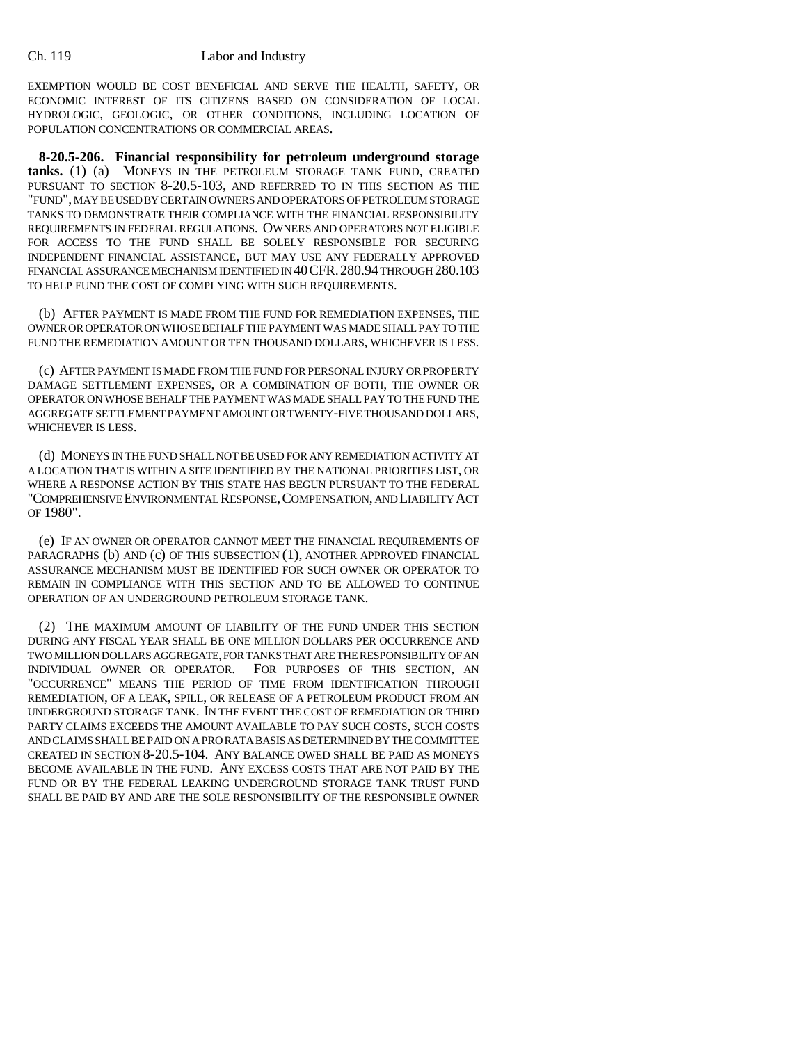EXEMPTION WOULD BE COST BENEFICIAL AND SERVE THE HEALTH, SAFETY, OR ECONOMIC INTEREST OF ITS CITIZENS BASED ON CONSIDERATION OF LOCAL HYDROLOGIC, GEOLOGIC, OR OTHER CONDITIONS, INCLUDING LOCATION OF POPULATION CONCENTRATIONS OR COMMERCIAL AREAS.

**8-20.5-206. Financial responsibility for petroleum underground storage tanks.** (1) (a) MONEYS IN THE PETROLEUM STORAGE TANK FUND, CREATED PURSUANT TO SECTION 8-20.5-103, AND REFERRED TO IN THIS SECTION AS THE "FUND", MAY BE USED BY CERTAIN OWNERS AND OPERATORS OF PETROLEUM STORAGE TANKS TO DEMONSTRATE THEIR COMPLIANCE WITH THE FINANCIAL RESPONSIBILITY REQUIREMENTS IN FEDERAL REGULATIONS. OWNERS AND OPERATORS NOT ELIGIBLE FOR ACCESS TO THE FUND SHALL BE SOLELY RESPONSIBLE FOR SECURING INDEPENDENT FINANCIAL ASSISTANCE, BUT MAY USE ANY FEDERALLY APPROVED FINANCIAL ASSURANCE MECHANISM IDENTIFIED IN 40 CFR. 280.94 THROUGH 280.103 TO HELP FUND THE COST OF COMPLYING WITH SUCH REQUIREMENTS.

(b) AFTER PAYMENT IS MADE FROM THE FUND FOR REMEDIATION EXPENSES, THE OWNER OR OPERATOR ON WHOSE BEHALF THE PAYMENT WAS MADE SHALL PAY TO THE FUND THE REMEDIATION AMOUNT OR TEN THOUSAND DOLLARS, WHICHEVER IS LESS.

(c) AFTER PAYMENT IS MADE FROM THE FUND FOR PERSONAL INJURY OR PROPERTY DAMAGE SETTLEMENT EXPENSES, OR A COMBINATION OF BOTH, THE OWNER OR OPERATOR ON WHOSE BEHALF THE PAYMENT WAS MADE SHALL PAY TO THE FUND THE AGGREGATE SETTLEMENT PAYMENT AMOUNT OR TWENTY-FIVE THOUSAND DOLLARS, WHICHEVER IS LESS.

(d) MONEYS IN THE FUND SHALL NOT BE USED FOR ANY REMEDIATION ACTIVITY AT A LOCATION THAT IS WITHIN A SITE IDENTIFIED BY THE NATIONAL PRIORITIES LIST, OR WHERE A RESPONSE ACTION BY THIS STATE HAS BEGUN PURSUANT TO THE FEDERAL "COMPREHENSIVE ENVIRONMENTAL RESPONSE, COMPENSATION, AND LIABILITY ACT OF 1980".

(e) IF AN OWNER OR OPERATOR CANNOT MEET THE FINANCIAL REQUIREMENTS OF PARAGRAPHS (b) AND (c) OF THIS SUBSECTION (1), ANOTHER APPROVED FINANCIAL ASSURANCE MECHANISM MUST BE IDENTIFIED FOR SUCH OWNER OR OPERATOR TO REMAIN IN COMPLIANCE WITH THIS SECTION AND TO BE ALLOWED TO CONTINUE OPERATION OF AN UNDERGROUND PETROLEUM STORAGE TANK.

(2) THE MAXIMUM AMOUNT OF LIABILITY OF THE FUND UNDER THIS SECTION DURING ANY FISCAL YEAR SHALL BE ONE MILLION DOLLARS PER OCCURRENCE AND TWO MILLION DOLLARS AGGREGATE, FOR TANKS THAT ARE THE RESPONSIBILITY OF AN INDIVIDUAL OWNER OR OPERATOR. FOR PURPOSES OF THIS SECTION, AN "OCCURRENCE" MEANS THE PERIOD OF TIME FROM IDENTIFICATION THROUGH REMEDIATION, OF A LEAK, SPILL, OR RELEASE OF A PETROLEUM PRODUCT FROM AN UNDERGROUND STORAGE TANK. IN THE EVENT THE COST OF REMEDIATION OR THIRD PARTY CLAIMS EXCEEDS THE AMOUNT AVAILABLE TO PAY SUCH COSTS, SUCH COSTS AND CLAIMS SHALL BE PAID ON A PRO RATA BASIS AS DETERMINED BY THE COMMITTEE CREATED IN SECTION 8-20.5-104. ANY BALANCE OWED SHALL BE PAID AS MONEYS BECOME AVAILABLE IN THE FUND. ANY EXCESS COSTS THAT ARE NOT PAID BY THE FUND OR BY THE FEDERAL LEAKING UNDERGROUND STORAGE TANK TRUST FUND SHALL BE PAID BY AND ARE THE SOLE RESPONSIBILITY OF THE RESPONSIBLE OWNER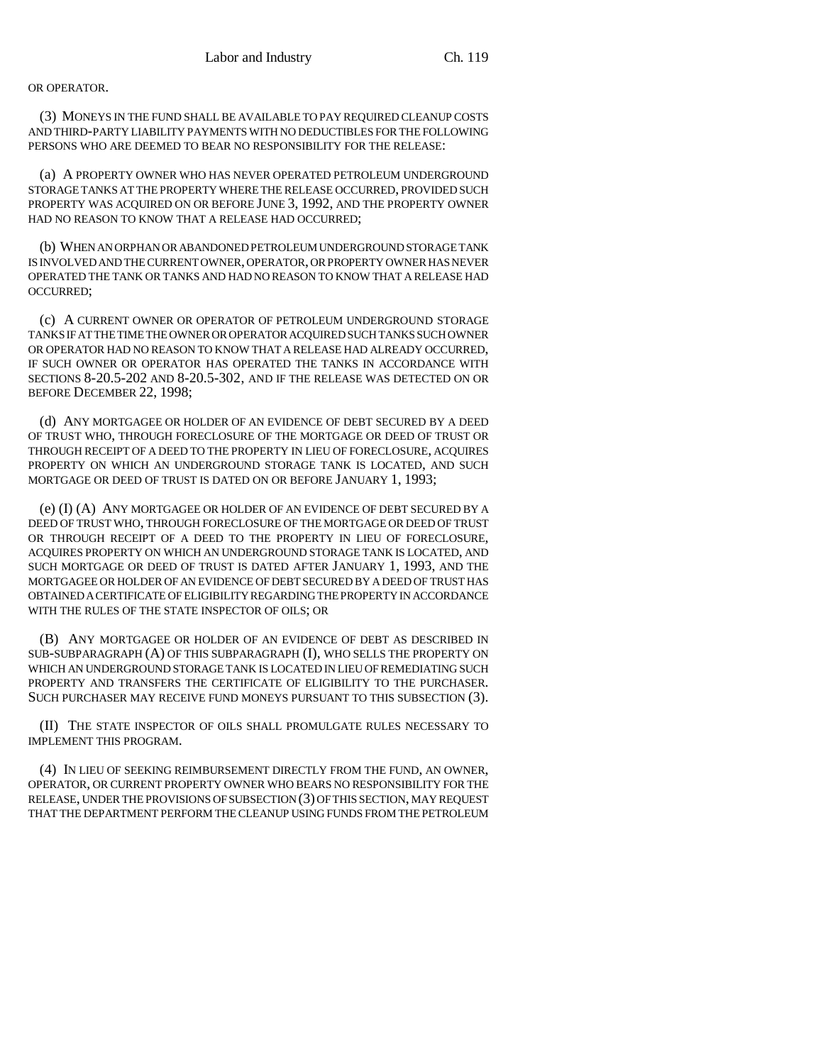OR OPERATOR.

(3) MONEYS IN THE FUND SHALL BE AVAILABLE TO PAY REQUIRED CLEANUP COSTS AND THIRD-PARTY LIABILITY PAYMENTS WITH NO DEDUCTIBLES FOR THE FOLLOWING PERSONS WHO ARE DEEMED TO BEAR NO RESPONSIBILITY FOR THE RELEASE:

(a) A PROPERTY OWNER WHO HAS NEVER OPERATED PETROLEUM UNDERGROUND STORAGE TANKS AT THE PROPERTY WHERE THE RELEASE OCCURRED, PROVIDED SUCH PROPERTY WAS ACQUIRED ON OR BEFORE JUNE 3, 1992, AND THE PROPERTY OWNER HAD NO REASON TO KNOW THAT A RELEASE HAD OCCURRED;

(b) WHEN AN ORPHAN OR ABANDONED PETROLEUM UNDERGROUND STORAGE TANK IS INVOLVED AND THE CURRENT OWNER, OPERATOR, OR PROPERTY OWNER HAS NEVER OPERATED THE TANK OR TANKS AND HAD NO REASON TO KNOW THAT A RELEASE HAD OCCURRED;

(c) A CURRENT OWNER OR OPERATOR OF PETROLEUM UNDERGROUND STORAGE TANKS IF AT THE TIME THE OWNER OR OPERATOR ACQUIRED SUCH TANKS SUCH OWNER OR OPERATOR HAD NO REASON TO KNOW THAT A RELEASE HAD ALREADY OCCURRED, IF SUCH OWNER OR OPERATOR HAS OPERATED THE TANKS IN ACCORDANCE WITH SECTIONS 8-20.5-202 AND 8-20.5-302, AND IF THE RELEASE WAS DETECTED ON OR BEFORE DECEMBER 22, 1998;

(d) ANY MORTGAGEE OR HOLDER OF AN EVIDENCE OF DEBT SECURED BY A DEED OF TRUST WHO, THROUGH FORECLOSURE OF THE MORTGAGE OR DEED OF TRUST OR THROUGH RECEIPT OF A DEED TO THE PROPERTY IN LIEU OF FORECLOSURE, ACQUIRES PROPERTY ON WHICH AN UNDERGROUND STORAGE TANK IS LOCATED, AND SUCH MORTGAGE OR DEED OF TRUST IS DATED ON OR BEFORE JANUARY 1, 1993;

(e) (I) (A) ANY MORTGAGEE OR HOLDER OF AN EVIDENCE OF DEBT SECURED BY A DEED OF TRUST WHO, THROUGH FORECLOSURE OF THE MORTGAGE OR DEED OF TRUST OR THROUGH RECEIPT OF A DEED TO THE PROPERTY IN LIEU OF FORECLOSURE, ACQUIRES PROPERTY ON WHICH AN UNDERGROUND STORAGE TANK IS LOCATED, AND SUCH MORTGAGE OR DEED OF TRUST IS DATED AFTER JANUARY 1, 1993, AND THE MORTGAGEE OR HOLDER OF AN EVIDENCE OF DEBT SECURED BY A DEED OF TRUST HAS OBTAINED A CERTIFICATE OF ELIGIBILITY REGARDING THE PROPERTY IN ACCORDANCE WITH THE RULES OF THE STATE INSPECTOR OF OILS; OR

(B) ANY MORTGAGEE OR HOLDER OF AN EVIDENCE OF DEBT AS DESCRIBED IN SUB-SUBPARAGRAPH (A) OF THIS SUBPARAGRAPH (I), WHO SELLS THE PROPERTY ON WHICH AN UNDERGROUND STORAGE TANK IS LOCATED IN LIEU OF REMEDIATING SUCH PROPERTY AND TRANSFERS THE CERTIFICATE OF ELIGIBILITY TO THE PURCHASER. SUCH PURCHASER MAY RECEIVE FUND MONEYS PURSUANT TO THIS SUBSECTION (3).

(II) THE STATE INSPECTOR OF OILS SHALL PROMULGATE RULES NECESSARY TO IMPLEMENT THIS PROGRAM.

(4) IN LIEU OF SEEKING REIMBURSEMENT DIRECTLY FROM THE FUND, AN OWNER, OPERATOR, OR CURRENT PROPERTY OWNER WHO BEARS NO RESPONSIBILITY FOR THE RELEASE, UNDER THE PROVISIONS OF SUBSECTION (3) OF THIS SECTION, MAY REQUEST THAT THE DEPARTMENT PERFORM THE CLEANUP USING FUNDS FROM THE PETROLEUM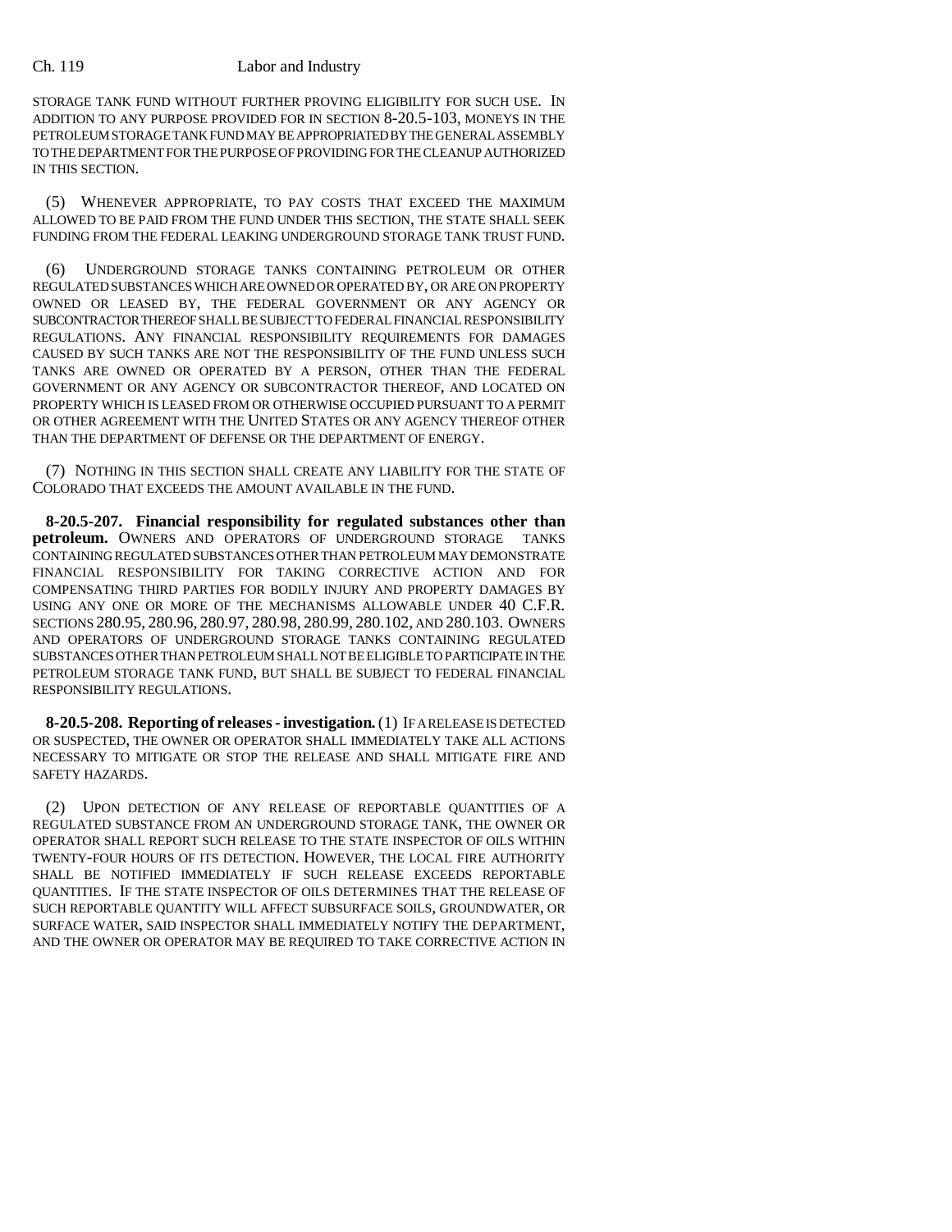STORAGE TANK FUND WITHOUT FURTHER PROVING ELIGIBILITY FOR SUCH USE. IN ADDITION TO ANY PURPOSE PROVIDED FOR IN SECTION 8-20.5-103, MONEYS IN THE PETROLEUM STORAGE TANK FUND MAY BE APPROPRIATED BY THE GENERAL ASSEMBLY TO THE DEPARTMENT FOR THE PURPOSE OF PROVIDING FOR THE CLEANUP AUTHORIZED IN THIS SECTION.

(5) WHENEVER APPROPRIATE, TO PAY COSTS THAT EXCEED THE MAXIMUM ALLOWED TO BE PAID FROM THE FUND UNDER THIS SECTION, THE STATE SHALL SEEK FUNDING FROM THE FEDERAL LEAKING UNDERGROUND STORAGE TANK TRUST FUND.

(6) UNDERGROUND STORAGE TANKS CONTAINING PETROLEUM OR OTHER REGULATED SUBSTANCES WHICH ARE OWNED OR OPERATED BY, OR ARE ON PROPERTY OWNED OR LEASED BY, THE FEDERAL GOVERNMENT OR ANY AGENCY OR SUBCONTRACTOR THEREOF SHALL BE SUBJECT TO FEDERAL FINANCIAL RESPONSIBILITY REGULATIONS. ANY FINANCIAL RESPONSIBILITY REQUIREMENTS FOR DAMAGES CAUSED BY SUCH TANKS ARE NOT THE RESPONSIBILITY OF THE FUND UNLESS SUCH TANKS ARE OWNED OR OPERATED BY A PERSON, OTHER THAN THE FEDERAL GOVERNMENT OR ANY AGENCY OR SUBCONTRACTOR THEREOF, AND LOCATED ON PROPERTY WHICH IS LEASED FROM OR OTHERWISE OCCUPIED PURSUANT TO A PERMIT OR OTHER AGREEMENT WITH THE UNITED STATES OR ANY AGENCY THEREOF OTHER THAN THE DEPARTMENT OF DEFENSE OR THE DEPARTMENT OF ENERGY.

(7) NOTHING IN THIS SECTION SHALL CREATE ANY LIABILITY FOR THE STATE OF COLORADO THAT EXCEEDS THE AMOUNT AVAILABLE IN THE FUND.

**8-20.5-207. Financial responsibility for regulated substances other than petroleum.** OWNERS AND OPERATORS OF UNDERGROUND STORAGE TANKS CONTAINING REGULATED SUBSTANCES OTHER THAN PETROLEUM MAY DEMONSTRATE FINANCIAL RESPONSIBILITY FOR TAKING CORRECTIVE ACTION AND FOR COMPENSATING THIRD PARTIES FOR BODILY INJURY AND PROPERTY DAMAGES BY USING ANY ONE OR MORE OF THE MECHANISMS ALLOWABLE UNDER 40 C.F.R. SECTIONS 280.95, 280.96, 280.97, 280.98, 280.99, 280.102, AND 280.103. OWNERS AND OPERATORS OF UNDERGROUND STORAGE TANKS CONTAINING REGULATED SUBSTANCES OTHER THAN PETROLEUM SHALL NOT BE ELIGIBLE TO PARTICIPATE IN THE PETROLEUM STORAGE TANK FUND, BUT SHALL BE SUBJECT TO FEDERAL FINANCIAL RESPONSIBILITY REGULATIONS.

**8-20.5-208. Reporting of releases - investigation.** (1) IF A RELEASE IS DETECTED OR SUSPECTED, THE OWNER OR OPERATOR SHALL IMMEDIATELY TAKE ALL ACTIONS NECESSARY TO MITIGATE OR STOP THE RELEASE AND SHALL MITIGATE FIRE AND SAFETY HAZARDS.

(2) UPON DETECTION OF ANY RELEASE OF REPORTABLE QUANTITIES OF A REGULATED SUBSTANCE FROM AN UNDERGROUND STORAGE TANK, THE OWNER OR OPERATOR SHALL REPORT SUCH RELEASE TO THE STATE INSPECTOR OF OILS WITHIN TWENTY-FOUR HOURS OF ITS DETECTION. HOWEVER, THE LOCAL FIRE AUTHORITY SHALL BE NOTIFIED IMMEDIATELY IF SUCH RELEASE EXCEEDS REPORTABLE QUANTITIES. IF THE STATE INSPECTOR OF OILS DETERMINES THAT THE RELEASE OF SUCH REPORTABLE QUANTITY WILL AFFECT SUBSURFACE SOILS, GROUNDWATER, OR SURFACE WATER, SAID INSPECTOR SHALL IMMEDIATELY NOTIFY THE DEPARTMENT, AND THE OWNER OR OPERATOR MAY BE REQUIRED TO TAKE CORRECTIVE ACTION IN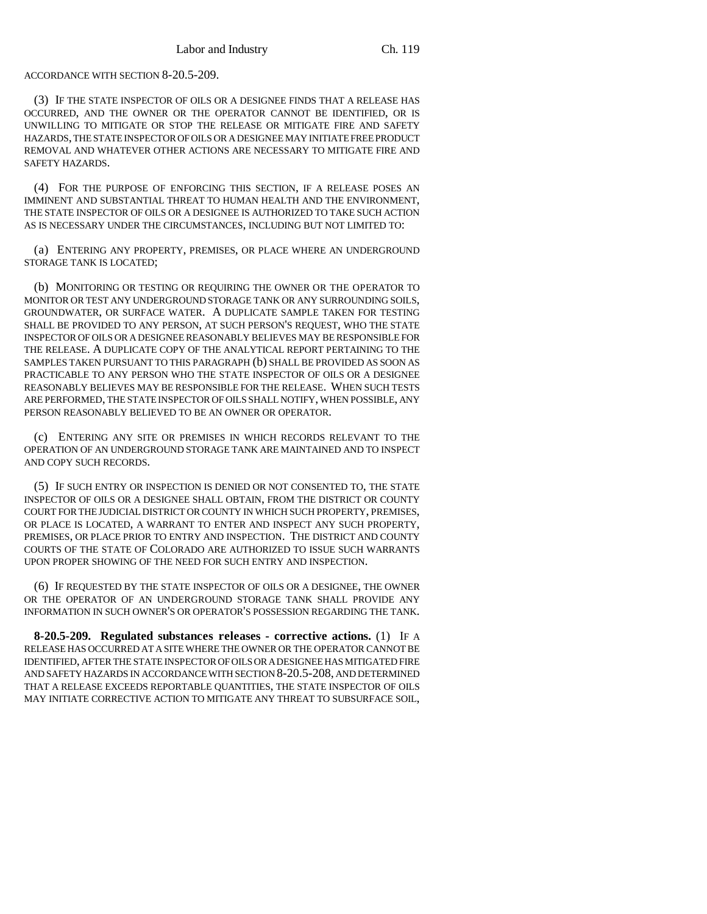ACCORDANCE WITH SECTION 8-20.5-209.

(3) IF THE STATE INSPECTOR OF OILS OR A DESIGNEE FINDS THAT A RELEASE HAS OCCURRED, AND THE OWNER OR THE OPERATOR CANNOT BE IDENTIFIED, OR IS UNWILLING TO MITIGATE OR STOP THE RELEASE OR MITIGATE FIRE AND SAFETY HAZARDS, THE STATE INSPECTOR OF OILS OR A DESIGNEE MAY INITIATE FREE PRODUCT REMOVAL AND WHATEVER OTHER ACTIONS ARE NECESSARY TO MITIGATE FIRE AND SAFETY HAZARDS.

(4) FOR THE PURPOSE OF ENFORCING THIS SECTION, IF A RELEASE POSES AN IMMINENT AND SUBSTANTIAL THREAT TO HUMAN HEALTH AND THE ENVIRONMENT, THE STATE INSPECTOR OF OILS OR A DESIGNEE IS AUTHORIZED TO TAKE SUCH ACTION AS IS NECESSARY UNDER THE CIRCUMSTANCES, INCLUDING BUT NOT LIMITED TO:

(a) ENTERING ANY PROPERTY, PREMISES, OR PLACE WHERE AN UNDERGROUND STORAGE TANK IS LOCATED;

(b) MONITORING OR TESTING OR REQUIRING THE OWNER OR THE OPERATOR TO MONITOR OR TEST ANY UNDERGROUND STORAGE TANK OR ANY SURROUNDING SOILS, GROUNDWATER, OR SURFACE WATER. A DUPLICATE SAMPLE TAKEN FOR TESTING SHALL BE PROVIDED TO ANY PERSON, AT SUCH PERSON'S REQUEST, WHO THE STATE INSPECTOR OF OILS OR A DESIGNEE REASONABLY BELIEVES MAY BE RESPONSIBLE FOR THE RELEASE. A DUPLICATE COPY OF THE ANALYTICAL REPORT PERTAINING TO THE SAMPLES TAKEN PURSUANT TO THIS PARAGRAPH (b) SHALL BE PROVIDED AS SOON AS PRACTICABLE TO ANY PERSON WHO THE STATE INSPECTOR OF OILS OR A DESIGNEE REASONABLY BELIEVES MAY BE RESPONSIBLE FOR THE RELEASE. WHEN SUCH TESTS ARE PERFORMED, THE STATE INSPECTOR OF OILS SHALL NOTIFY, WHEN POSSIBLE, ANY PERSON REASONABLY BELIEVED TO BE AN OWNER OR OPERATOR.

(c) ENTERING ANY SITE OR PREMISES IN WHICH RECORDS RELEVANT TO THE OPERATION OF AN UNDERGROUND STORAGE TANK ARE MAINTAINED AND TO INSPECT AND COPY SUCH RECORDS.

(5) IF SUCH ENTRY OR INSPECTION IS DENIED OR NOT CONSENTED TO, THE STATE INSPECTOR OF OILS OR A DESIGNEE SHALL OBTAIN, FROM THE DISTRICT OR COUNTY COURT FOR THE JUDICIAL DISTRICT OR COUNTY IN WHICH SUCH PROPERTY, PREMISES, OR PLACE IS LOCATED, A WARRANT TO ENTER AND INSPECT ANY SUCH PROPERTY, PREMISES, OR PLACE PRIOR TO ENTRY AND INSPECTION. THE DISTRICT AND COUNTY COURTS OF THE STATE OF COLORADO ARE AUTHORIZED TO ISSUE SUCH WARRANTS UPON PROPER SHOWING OF THE NEED FOR SUCH ENTRY AND INSPECTION.

(6) IF REQUESTED BY THE STATE INSPECTOR OF OILS OR A DESIGNEE, THE OWNER OR THE OPERATOR OF AN UNDERGROUND STORAGE TANK SHALL PROVIDE ANY INFORMATION IN SUCH OWNER'S OR OPERATOR'S POSSESSION REGARDING THE TANK.

**8-20.5-209. Regulated substances releases - corrective actions.** (1) IF A RELEASE HAS OCCURRED AT A SITE WHERE THE OWNER OR THE OPERATOR CANNOT BE IDENTIFIED, AFTER THE STATE INSPECTOR OF OILS OR A DESIGNEE HAS MITIGATED FIRE AND SAFETY HAZARDS IN ACCORDANCE WITH SECTION 8-20.5-208, AND DETERMINED THAT A RELEASE EXCEEDS REPORTABLE QUANTITIES, THE STATE INSPECTOR OF OILS MAY INITIATE CORRECTIVE ACTION TO MITIGATE ANY THREAT TO SUBSURFACE SOIL,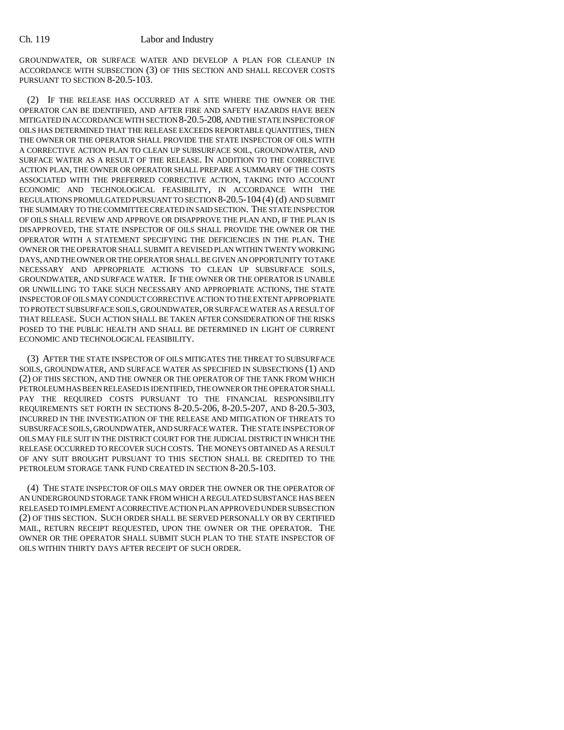GROUNDWATER, OR SURFACE WATER AND DEVELOP A PLAN FOR CLEANUP IN ACCORDANCE WITH SUBSECTION (3) OF THIS SECTION AND SHALL RECOVER COSTS PURSUANT TO SECTION 8-20.5-103.

(2) IF THE RELEASE HAS OCCURRED AT A SITE WHERE THE OWNER OR THE OPERATOR CAN BE IDENTIFIED, AND AFTER FIRE AND SAFETY HAZARDS HAVE BEEN MITIGATED IN ACCORDANCE WITH SECTION 8-20.5-208, AND THE STATE INSPECTOR OF OILS HAS DETERMINED THAT THE RELEASE EXCEEDS REPORTABLE QUANTITIES, THEN THE OWNER OR THE OPERATOR SHALL PROVIDE THE STATE INSPECTOR OF OILS WITH A CORRECTIVE ACTION PLAN TO CLEAN UP SUBSURFACE SOIL, GROUNDWATER, AND SURFACE WATER AS A RESULT OF THE RELEASE. IN ADDITION TO THE CORRECTIVE ACTION PLAN, THE OWNER OR OPERATOR SHALL PREPARE A SUMMARY OF THE COSTS ASSOCIATED WITH THE PREFERRED CORRECTIVE ACTION, TAKING INTO ACCOUNT ECONOMIC AND TECHNOLOGICAL FEASIBILITY, IN ACCORDANCE WITH THE REGULATIONS PROMULGATED PURSUANT TO SECTION 8-20.5-104 (4) (d) AND SUBMIT THE SUMMARY TO THE COMMITTEE CREATED IN SAID SECTION. THE STATE INSPECTOR OF OILS SHALL REVIEW AND APPROVE OR DISAPPROVE THE PLAN AND, IF THE PLAN IS DISAPPROVED, THE STATE INSPECTOR OF OILS SHALL PROVIDE THE OWNER OR THE OPERATOR WITH A STATEMENT SPECIFYING THE DEFICIENCIES IN THE PLAN. THE OWNER OR THE OPERATOR SHALL SUBMIT A REVISED PLAN WITHIN TWENTY WORKING DAYS, AND THE OWNER OR THE OPERATOR SHALL BE GIVEN AN OPPORTUNITY TO TAKE NECESSARY AND APPROPRIATE ACTIONS TO CLEAN UP SUBSURFACE SOILS, GROUNDWATER, AND SURFACE WATER. IF THE OWNER OR THE OPERATOR IS UNABLE OR UNWILLING TO TAKE SUCH NECESSARY AND APPROPRIATE ACTIONS, THE STATE INSPECTOR OF OILS MAY CONDUCT CORRECTIVE ACTION TO THE EXTENT APPROPRIATE TO PROTECT SUBSURFACE SOILS, GROUNDWATER, OR SURFACE WATER AS A RESULT OF THAT RELEASE. SUCH ACTION SHALL BE TAKEN AFTER CONSIDERATION OF THE RISKS POSED TO THE PUBLIC HEALTH AND SHALL BE DETERMINED IN LIGHT OF CURRENT ECONOMIC AND TECHNOLOGICAL FEASIBILITY.

(3) AFTER THE STATE INSPECTOR OF OILS MITIGATES THE THREAT TO SUBSURFACE SOILS, GROUNDWATER, AND SURFACE WATER AS SPECIFIED IN SUBSECTIONS (1) AND (2) OF THIS SECTION, AND THE OWNER OR THE OPERATOR OF THE TANK FROM WHICH PETROLEUM HAS BEEN RELEASED IS IDENTIFIED, THE OWNER OR THE OPERATOR SHALL PAY THE REQUIRED COSTS PURSUANT TO THE FINANCIAL RESPONSIBILITY REQUIREMENTS SET FORTH IN SECTIONS 8-20.5-206, 8-20.5-207, AND 8-20.5-303, INCURRED IN THE INVESTIGATION OF THE RELEASE AND MITIGATION OF THREATS TO SUBSURFACE SOILS, GROUNDWATER, AND SURFACE WATER. THE STATE INSPECTOR OF OILS MAY FILE SUIT IN THE DISTRICT COURT FOR THE JUDICIAL DISTRICT IN WHICH THE RELEASE OCCURRED TO RECOVER SUCH COSTS. THE MONEYS OBTAINED AS A RESULT OF ANY SUIT BROUGHT PURSUANT TO THIS SECTION SHALL BE CREDITED TO THE PETROLEUM STORAGE TANK FUND CREATED IN SECTION 8-20.5-103.

(4) THE STATE INSPECTOR OF OILS MAY ORDER THE OWNER OR THE OPERATOR OF AN UNDERGROUND STORAGE TANK FROM WHICH A REGULATED SUBSTANCE HAS BEEN RELEASED TO IMPLEMENT A CORRECTIVE ACTION PLAN APPROVED UNDER SUBSECTION (2) OF THIS SECTION. SUCH ORDER SHALL BE SERVED PERSONALLY OR BY CERTIFIED MAIL, RETURN RECEIPT REQUESTED, UPON THE OWNER OR THE OPERATOR. THE OWNER OR THE OPERATOR SHALL SUBMIT SUCH PLAN TO THE STATE INSPECTOR OF OILS WITHIN THIRTY DAYS AFTER RECEIPT OF SUCH ORDER.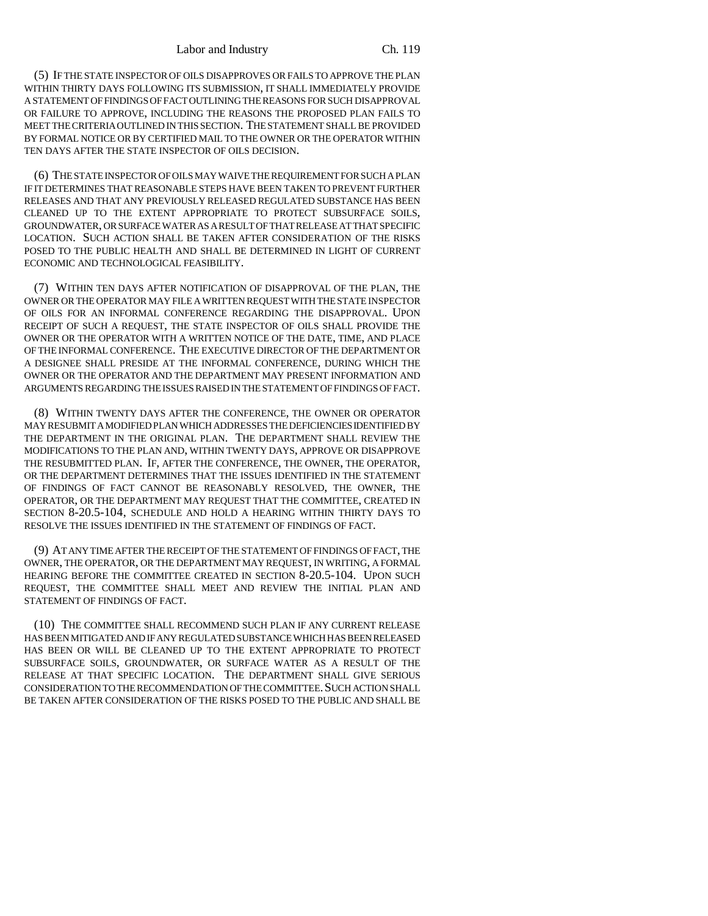(5) IF THE STATE INSPECTOR OF OILS DISAPPROVES OR FAILS TO APPROVE THE PLAN WITHIN THIRTY DAYS FOLLOWING ITS SUBMISSION, IT SHALL IMMEDIATELY PROVIDE A STATEMENT OF FINDINGS OF FACT OUTLINING THE REASONS FOR SUCH DISAPPROVAL OR FAILURE TO APPROVE, INCLUDING THE REASONS THE PROPOSED PLAN FAILS TO MEET THE CRITERIA OUTLINED IN THIS SECTION. THE STATEMENT SHALL BE PROVIDED BY FORMAL NOTICE OR BY CERTIFIED MAIL TO THE OWNER OR THE OPERATOR WITHIN TEN DAYS AFTER THE STATE INSPECTOR OF OILS DECISION.

(6) THE STATE INSPECTOR OF OILS MAY WAIVE THE REQUIREMENT FOR SUCH A PLAN IF IT DETERMINES THAT REASONABLE STEPS HAVE BEEN TAKEN TO PREVENT FURTHER RELEASES AND THAT ANY PREVIOUSLY RELEASED REGULATED SUBSTANCE HAS BEEN CLEANED UP TO THE EXTENT APPROPRIATE TO PROTECT SUBSURFACE SOILS, GROUNDWATER, OR SURFACE WATER AS A RESULT OF THAT RELEASE AT THAT SPECIFIC LOCATION. SUCH ACTION SHALL BE TAKEN AFTER CONSIDERATION OF THE RISKS POSED TO THE PUBLIC HEALTH AND SHALL BE DETERMINED IN LIGHT OF CURRENT ECONOMIC AND TECHNOLOGICAL FEASIBILITY.

(7) WITHIN TEN DAYS AFTER NOTIFICATION OF DISAPPROVAL OF THE PLAN, THE OWNER OR THE OPERATOR MAY FILE A WRITTEN REQUEST WITH THE STATE INSPECTOR OF OILS FOR AN INFORMAL CONFERENCE REGARDING THE DISAPPROVAL. UPON RECEIPT OF SUCH A REQUEST, THE STATE INSPECTOR OF OILS SHALL PROVIDE THE OWNER OR THE OPERATOR WITH A WRITTEN NOTICE OF THE DATE, TIME, AND PLACE OF THE INFORMAL CONFERENCE. THE EXECUTIVE DIRECTOR OF THE DEPARTMENT OR A DESIGNEE SHALL PRESIDE AT THE INFORMAL CONFERENCE, DURING WHICH THE OWNER OR THE OPERATOR AND THE DEPARTMENT MAY PRESENT INFORMATION AND ARGUMENTS REGARDING THE ISSUES RAISED IN THE STATEMENT OF FINDINGS OF FACT.

(8) WITHIN TWENTY DAYS AFTER THE CONFERENCE, THE OWNER OR OPERATOR MAY RESUBMIT A MODIFIED PLAN WHICH ADDRESSES THE DEFICIENCIES IDENTIFIED BY THE DEPARTMENT IN THE ORIGINAL PLAN. THE DEPARTMENT SHALL REVIEW THE MODIFICATIONS TO THE PLAN AND, WITHIN TWENTY DAYS, APPROVE OR DISAPPROVE THE RESUBMITTED PLAN. IF, AFTER THE CONFERENCE, THE OWNER, THE OPERATOR, OR THE DEPARTMENT DETERMINES THAT THE ISSUES IDENTIFIED IN THE STATEMENT OF FINDINGS OF FACT CANNOT BE REASONABLY RESOLVED, THE OWNER, THE OPERATOR, OR THE DEPARTMENT MAY REQUEST THAT THE COMMITTEE, CREATED IN SECTION 8-20.5-104, SCHEDULE AND HOLD A HEARING WITHIN THIRTY DAYS TO RESOLVE THE ISSUES IDENTIFIED IN THE STATEMENT OF FINDINGS OF FACT.

(9) AT ANY TIME AFTER THE RECEIPT OF THE STATEMENT OF FINDINGS OF FACT, THE OWNER, THE OPERATOR, OR THE DEPARTMENT MAY REQUEST, IN WRITING, A FORMAL HEARING BEFORE THE COMMITTEE CREATED IN SECTION 8-20.5-104. UPON SUCH REQUEST, THE COMMITTEE SHALL MEET AND REVIEW THE INITIAL PLAN AND STATEMENT OF FINDINGS OF FACT.

(10) THE COMMITTEE SHALL RECOMMEND SUCH PLAN IF ANY CURRENT RELEASE HAS BEEN MITIGATED AND IF ANY REGULATED SUBSTANCE WHICH HAS BEEN RELEASED HAS BEEN OR WILL BE CLEANED UP TO THE EXTENT APPROPRIATE TO PROTECT SUBSURFACE SOILS, GROUNDWATER, OR SURFACE WATER AS A RESULT OF THE RELEASE AT THAT SPECIFIC LOCATION. THE DEPARTMENT SHALL GIVE SERIOUS CONSIDERATION TO THE RECOMMENDATION OF THE COMMITTEE. SUCH ACTION SHALL BE TAKEN AFTER CONSIDERATION OF THE RISKS POSED TO THE PUBLIC AND SHALL BE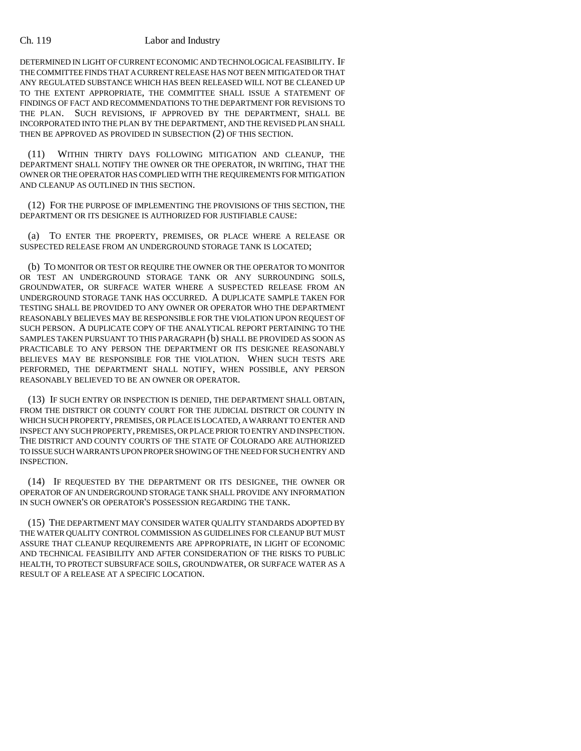DETERMINED IN LIGHT OF CURRENT ECONOMIC AND TECHNOLOGICAL FEASIBILITY. IF THE COMMITTEE FINDS THAT A CURRENT RELEASE HAS NOT BEEN MITIGATED OR THAT ANY REGULATED SUBSTANCE WHICH HAS BEEN RELEASED WILL NOT BE CLEANED UP TO THE EXTENT APPROPRIATE, THE COMMITTEE SHALL ISSUE A STATEMENT OF FINDINGS OF FACT AND RECOMMENDATIONS TO THE DEPARTMENT FOR REVISIONS TO THE PLAN. SUCH REVISIONS, IF APPROVED BY THE DEPARTMENT, SHALL BE INCORPORATED INTO THE PLAN BY THE DEPARTMENT, AND THE REVISED PLAN SHALL THEN BE APPROVED AS PROVIDED IN SUBSECTION (2) OF THIS SECTION.

(11) WITHIN THIRTY DAYS FOLLOWING MITIGATION AND CLEANUP, THE DEPARTMENT SHALL NOTIFY THE OWNER OR THE OPERATOR, IN WRITING, THAT THE OWNER OR THE OPERATOR HAS COMPLIED WITH THE REQUIREMENTS FOR MITIGATION AND CLEANUP AS OUTLINED IN THIS SECTION.

(12) FOR THE PURPOSE OF IMPLEMENTING THE PROVISIONS OF THIS SECTION, THE DEPARTMENT OR ITS DESIGNEE IS AUTHORIZED FOR JUSTIFIABLE CAUSE:

(a) TO ENTER THE PROPERTY, PREMISES, OR PLACE WHERE A RELEASE OR SUSPECTED RELEASE FROM AN UNDERGROUND STORAGE TANK IS LOCATED;

(b) TO MONITOR OR TEST OR REQUIRE THE OWNER OR THE OPERATOR TO MONITOR OR TEST AN UNDERGROUND STORAGE TANK OR ANY SURROUNDING SOILS, GROUNDWATER, OR SURFACE WATER WHERE A SUSPECTED RELEASE FROM AN UNDERGROUND STORAGE TANK HAS OCCURRED. A DUPLICATE SAMPLE TAKEN FOR TESTING SHALL BE PROVIDED TO ANY OWNER OR OPERATOR WHO THE DEPARTMENT REASONABLY BELIEVES MAY BE RESPONSIBLE FOR THE VIOLATION UPON REQUEST OF SUCH PERSON. A DUPLICATE COPY OF THE ANALYTICAL REPORT PERTAINING TO THE SAMPLES TAKEN PURSUANT TO THIS PARAGRAPH (b) SHALL BE PROVIDED AS SOON AS PRACTICABLE TO ANY PERSON THE DEPARTMENT OR ITS DESIGNEE REASONABLY BELIEVES MAY BE RESPONSIBLE FOR THE VIOLATION. WHEN SUCH TESTS ARE PERFORMED, THE DEPARTMENT SHALL NOTIFY, WHEN POSSIBLE, ANY PERSON REASONABLY BELIEVED TO BE AN OWNER OR OPERATOR.

(13) IF SUCH ENTRY OR INSPECTION IS DENIED, THE DEPARTMENT SHALL OBTAIN, FROM THE DISTRICT OR COUNTY COURT FOR THE JUDICIAL DISTRICT OR COUNTY IN WHICH SUCH PROPERTY, PREMISES, OR PLACE IS LOCATED, A WARRANT TO ENTER AND INSPECT ANY SUCH PROPERTY, PREMISES, OR PLACE PRIOR TO ENTRY AND INSPECTION. THE DISTRICT AND COUNTY COURTS OF THE STATE OF COLORADO ARE AUTHORIZED TO ISSUE SUCH WARRANTS UPON PROPER SHOWING OF THE NEED FOR SUCH ENTRY AND INSPECTION.

(14) IF REQUESTED BY THE DEPARTMENT OR ITS DESIGNEE, THE OWNER OR OPERATOR OF AN UNDERGROUND STORAGE TANK SHALL PROVIDE ANY INFORMATION IN SUCH OWNER'S OR OPERATOR'S POSSESSION REGARDING THE TANK.

(15) THE DEPARTMENT MAY CONSIDER WATER QUALITY STANDARDS ADOPTED BY THE WATER QUALITY CONTROL COMMISSION AS GUIDELINES FOR CLEANUP BUT MUST ASSURE THAT CLEANUP REQUIREMENTS ARE APPROPRIATE, IN LIGHT OF ECONOMIC AND TECHNICAL FEASIBILITY AND AFTER CONSIDERATION OF THE RISKS TO PUBLIC HEALTH, TO PROTECT SUBSURFACE SOILS, GROUNDWATER, OR SURFACE WATER AS A RESULT OF A RELEASE AT A SPECIFIC LOCATION.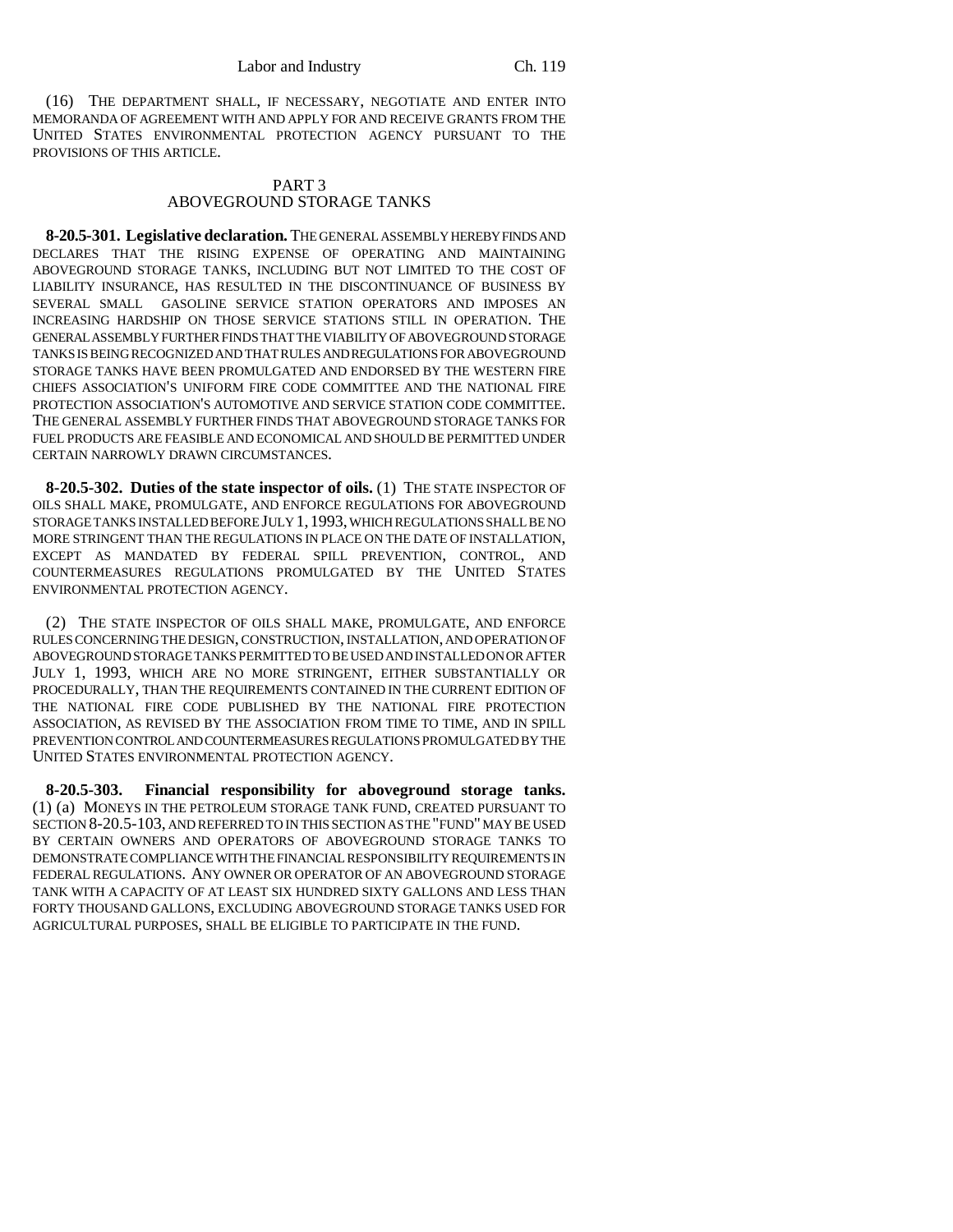(16) THE DEPARTMENT SHALL, IF NECESSARY, NEGOTIATE AND ENTER INTO MEMORANDA OF AGREEMENT WITH AND APPLY FOR AND RECEIVE GRANTS FROM THE UNITED STATES ENVIRONMENTAL PROTECTION AGENCY PURSUANT TO THE PROVISIONS OF THIS ARTICLE.

## PART 3
## ABOVEGROUND STORAGE TANKS

**8-20.5-301. Legislative declaration.** THE GENERAL ASSEMBLY HEREBY FINDS AND DECLARES THAT THE RISING EXPENSE OF OPERATING AND MAINTAINING ABOVEGROUND STORAGE TANKS, INCLUDING BUT NOT LIMITED TO THE COST OF LIABILITY INSURANCE, HAS RESULTED IN THE DISCONTINUANCE OF BUSINESS BY SEVERAL SMALL GASOLINE SERVICE STATION OPERATORS AND IMPOSES AN INCREASING HARDSHIP ON THOSE SERVICE STATIONS STILL IN OPERATION. THE GENERAL ASSEMBLY FURTHER FINDS THAT THE VIABILITY OF ABOVEGROUND STORAGE TANKS IS BEING RECOGNIZED AND THAT RULES AND REGULATIONS FOR ABOVEGROUND STORAGE TANKS HAVE BEEN PROMULGATED AND ENDORSED BY THE WESTERN FIRE CHIEFS ASSOCIATION'S UNIFORM FIRE CODE COMMITTEE AND THE NATIONAL FIRE PROTECTION ASSOCIATION'S AUTOMOTIVE AND SERVICE STATION CODE COMMITTEE. THE GENERAL ASSEMBLY FURTHER FINDS THAT ABOVEGROUND STORAGE TANKS FOR FUEL PRODUCTS ARE FEASIBLE AND ECONOMICAL AND SHOULD BE PERMITTED UNDER CERTAIN NARROWLY DRAWN CIRCUMSTANCES.

**8-20.5-302. Duties of the state inspector of oils.** (1) THE STATE INSPECTOR OF OILS SHALL MAKE, PROMULGATE, AND ENFORCE REGULATIONS FOR ABOVEGROUND STORAGE TANKS INSTALLED BEFORE JULY 1, 1993, WHICH REGULATIONS SHALL BE NO MORE STRINGENT THAN THE REGULATIONS IN PLACE ON THE DATE OF INSTALLATION, EXCEPT AS MANDATED BY FEDERAL SPILL PREVENTION, CONTROL, AND COUNTERMEASURES REGULATIONS PROMULGATED BY THE UNITED STATES ENVIRONMENTAL PROTECTION AGENCY.

(2) THE STATE INSPECTOR OF OILS SHALL MAKE, PROMULGATE, AND ENFORCE RULES CONCERNING THE DESIGN, CONSTRUCTION, INSTALLATION, AND OPERATION OF ABOVEGROUND STORAGE TANKS PERMITTED TO BE USED AND INSTALLED ON OR AFTER JULY 1, 1993, WHICH ARE NO MORE STRINGENT, EITHER SUBSTANTIALLY OR PROCEDURALLY, THAN THE REQUIREMENTS CONTAINED IN THE CURRENT EDITION OF THE NATIONAL FIRE CODE PUBLISHED BY THE NATIONAL FIRE PROTECTION ASSOCIATION, AS REVISED BY THE ASSOCIATION FROM TIME TO TIME, AND IN SPILL PREVENTION CONTROL AND COUNTERMEASURES REGULATIONS PROMULGATED BY THE UNITED STATES ENVIRONMENTAL PROTECTION AGENCY.

**8-20.5-303. Financial responsibility for aboveground storage tanks.** (1) (a) MONEYS IN THE PETROLEUM STORAGE TANK FUND, CREATED PURSUANT TO SECTION 8-20.5-103, AND REFERRED TO IN THIS SECTION AS THE "FUND" MAY BE USED BY CERTAIN OWNERS AND OPERATORS OF ABOVEGROUND STORAGE TANKS TO DEMONSTRATE COMPLIANCE WITH THE FINANCIAL RESPONSIBILITY REQUIREMENTS IN FEDERAL REGULATIONS. ANY OWNER OR OPERATOR OF AN ABOVEGROUND STORAGE TANK WITH A CAPACITY OF AT LEAST SIX HUNDRED SIXTY GALLONS AND LESS THAN FORTY THOUSAND GALLONS, EXCLUDING ABOVEGROUND STORAGE TANKS USED FOR AGRICULTURAL PURPOSES, SHALL BE ELIGIBLE TO PARTICIPATE IN THE FUND.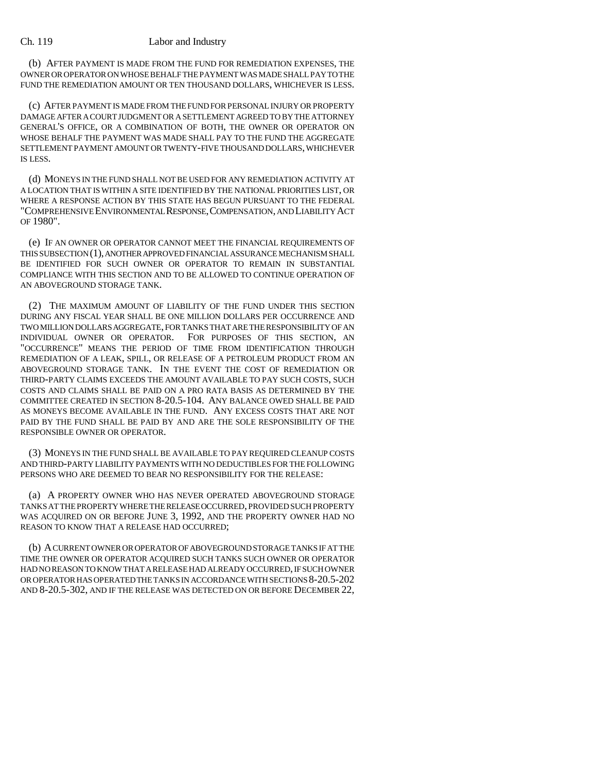(b) AFTER PAYMENT IS MADE FROM THE FUND FOR REMEDIATION EXPENSES, THE OWNER OR OPERATOR ON WHOSE BEHALF THE PAYMENT WAS MADE SHALL PAY TO THE FUND THE REMEDIATION AMOUNT OR TEN THOUSAND DOLLARS, WHICHEVER IS LESS.

(c) AFTER PAYMENT IS MADE FROM THE FUND FOR PERSONAL INJURY OR PROPERTY DAMAGE AFTER A COURT JUDGMENT OR A SETTLEMENT AGREED TO BY THE ATTORNEY GENERAL'S OFFICE, OR A COMBINATION OF BOTH, THE OWNER OR OPERATOR ON WHOSE BEHALF THE PAYMENT WAS MADE SHALL PAY TO THE FUND THE AGGREGATE SETTLEMENT PAYMENT AMOUNT OR TWENTY-FIVE THOUSAND DOLLARS, WHICHEVER IS LESS.

(d) MONEYS IN THE FUND SHALL NOT BE USED FOR ANY REMEDIATION ACTIVITY AT A LOCATION THAT IS WITHIN A SITE IDENTIFIED BY THE NATIONAL PRIORITIES LIST, OR WHERE A RESPONSE ACTION BY THIS STATE HAS BEGUN PURSUANT TO THE FEDERAL "COMPREHENSIVE ENVIRONMENTAL RESPONSE, COMPENSATION, AND LIABILITY ACT OF 1980".

(e) IF AN OWNER OR OPERATOR CANNOT MEET THE FINANCIAL REQUIREMENTS OF THIS SUBSECTION (1), ANOTHER APPROVED FINANCIAL ASSURANCE MECHANISM SHALL BE IDENTIFIED FOR SUCH OWNER OR OPERATOR TO REMAIN IN SUBSTANTIAL COMPLIANCE WITH THIS SECTION AND TO BE ALLOWED TO CONTINUE OPERATION OF AN ABOVEGROUND STORAGE TANK.

(2) THE MAXIMUM AMOUNT OF LIABILITY OF THE FUND UNDER THIS SECTION DURING ANY FISCAL YEAR SHALL BE ONE MILLION DOLLARS PER OCCURRENCE AND TWO MILLION DOLLARS AGGREGATE, FOR TANKS THAT ARE THE RESPONSIBILITY OF AN INDIVIDUAL OWNER OR OPERATOR. FOR PURPOSES OF THIS SECTION, AN "OCCURRENCE" MEANS THE PERIOD OF TIME FROM IDENTIFICATION THROUGH REMEDIATION OF A LEAK, SPILL, OR RELEASE OF A PETROLEUM PRODUCT FROM AN ABOVEGROUND STORAGE TANK. IN THE EVENT THE COST OF REMEDIATION OR THIRD-PARTY CLAIMS EXCEEDS THE AMOUNT AVAILABLE TO PAY SUCH COSTS, SUCH COSTS AND CLAIMS SHALL BE PAID ON A PRO RATA BASIS AS DETERMINED BY THE COMMITTEE CREATED IN SECTION 8-20.5-104. ANY BALANCE OWED SHALL BE PAID AS MONEYS BECOME AVAILABLE IN THE FUND. ANY EXCESS COSTS THAT ARE NOT PAID BY THE FUND SHALL BE PAID BY AND ARE THE SOLE RESPONSIBILITY OF THE RESPONSIBLE OWNER OR OPERATOR.

(3) MONEYS IN THE FUND SHALL BE AVAILABLE TO PAY REQUIRED CLEANUP COSTS AND THIRD-PARTY LIABILITY PAYMENTS WITH NO DEDUCTIBLES FOR THE FOLLOWING PERSONS WHO ARE DEEMED TO BEAR NO RESPONSIBILITY FOR THE RELEASE:

(a) A PROPERTY OWNER WHO HAS NEVER OPERATED ABOVEGROUND STORAGE TANKS AT THE PROPERTY WHERE THE RELEASE OCCURRED, PROVIDED SUCH PROPERTY WAS ACQUIRED ON OR BEFORE JUNE 3, 1992, AND THE PROPERTY OWNER HAD NO REASON TO KNOW THAT A RELEASE HAD OCCURRED;

(b) A CURRENT OWNER OR OPERATOR OF ABOVEGROUND STORAGE TANKS IF AT THE TIME THE OWNER OR OPERATOR ACQUIRED SUCH TANKS SUCH OWNER OR OPERATOR HAD NO REASON TO KNOW THAT A RELEASE HAD ALREADY OCCURRED, IF SUCH OWNER OR OPERATOR HAS OPERATED THE TANKS IN ACCORDANCE WITH SECTIONS 8-20.5-202 AND 8-20.5-302, AND IF THE RELEASE WAS DETECTED ON OR BEFORE DECEMBER 22,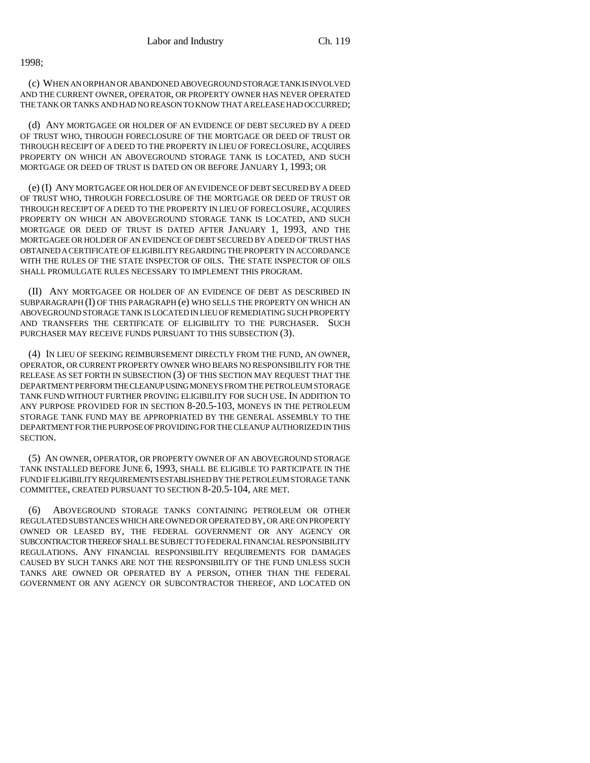1998;

(c) WHEN AN ORPHAN OR ABANDONED ABOVEGROUND STORAGE TANK IS INVOLVED AND THE CURRENT OWNER, OPERATOR, OR PROPERTY OWNER HAS NEVER OPERATED THE TANK OR TANKS AND HAD NO REASON TO KNOW THAT A RELEASE HAD OCCURRED;

(d) ANY MORTGAGEE OR HOLDER OF AN EVIDENCE OF DEBT SECURED BY A DEED OF TRUST WHO, THROUGH FORECLOSURE OF THE MORTGAGE OR DEED OF TRUST OR THROUGH RECEIPT OF A DEED TO THE PROPERTY IN LIEU OF FORECLOSURE, ACQUIRES PROPERTY ON WHICH AN ABOVEGROUND STORAGE TANK IS LOCATED, AND SUCH MORTGAGE OR DEED OF TRUST IS DATED ON OR BEFORE JANUARY 1, 1993; OR

(e) (I) ANY MORTGAGEE OR HOLDER OF AN EVIDENCE OF DEBT SECURED BY A DEED OF TRUST WHO, THROUGH FORECLOSURE OF THE MORTGAGE OR DEED OF TRUST OR THROUGH RECEIPT OF A DEED TO THE PROPERTY IN LIEU OF FORECLOSURE, ACQUIRES PROPERTY ON WHICH AN ABOVEGROUND STORAGE TANK IS LOCATED, AND SUCH MORTGAGE OR DEED OF TRUST IS DATED AFTER JANUARY 1, 1993, AND THE MORTGAGEE OR HOLDER OF AN EVIDENCE OF DEBT SECURED BY A DEED OF TRUST HAS OBTAINED A CERTIFICATE OF ELIGIBILITY REGARDING THE PROPERTY IN ACCORDANCE WITH THE RULES OF THE STATE INSPECTOR OF OILS. THE STATE INSPECTOR OF OILS SHALL PROMULGATE RULES NECESSARY TO IMPLEMENT THIS PROGRAM.

(II) ANY MORTGAGEE OR HOLDER OF AN EVIDENCE OF DEBT AS DESCRIBED IN SUBPARAGRAPH (I) OF THIS PARAGRAPH (e) WHO SELLS THE PROPERTY ON WHICH AN ABOVEGROUND STORAGE TANK IS LOCATED IN LIEU OF REMEDIATING SUCH PROPERTY AND TRANSFERS THE CERTIFICATE OF ELIGIBILITY TO THE PURCHASER. SUCH PURCHASER MAY RECEIVE FUNDS PURSUANT TO THIS SUBSECTION (3).

(4) IN LIEU OF SEEKING REIMBURSEMENT DIRECTLY FROM THE FUND, AN OWNER, OPERATOR, OR CURRENT PROPERTY OWNER WHO BEARS NO RESPONSIBILITY FOR THE RELEASE AS SET FORTH IN SUBSECTION (3) OF THIS SECTION MAY REQUEST THAT THE DEPARTMENT PERFORM THE CLEANUP USING MONEYS FROM THE PETROLEUM STORAGE TANK FUND WITHOUT FURTHER PROVING ELIGIBILITY FOR SUCH USE. IN ADDITION TO ANY PURPOSE PROVIDED FOR IN SECTION 8-20.5-103, MONEYS IN THE PETROLEUM STORAGE TANK FUND MAY BE APPROPRIATED BY THE GENERAL ASSEMBLY TO THE DEPARTMENT FOR THE PURPOSE OF PROVIDING FOR THE CLEANUP AUTHORIZED IN THIS SECTION.

(5) AN OWNER, OPERATOR, OR PROPERTY OWNER OF AN ABOVEGROUND STORAGE TANK INSTALLED BEFORE JUNE 6, 1993, SHALL BE ELIGIBLE TO PARTICIPATE IN THE FUND IF ELIGIBILITY REQUIREMENTS ESTABLISHED BY THE PETROLEUM STORAGE TANK COMMITTEE, CREATED PURSUANT TO SECTION 8-20.5-104, ARE MET.

(6) ABOVEGROUND STORAGE TANKS CONTAINING PETROLEUM OR OTHER REGULATED SUBSTANCES WHICH ARE OWNED OR OPERATED BY, OR ARE ON PROPERTY OWNED OR LEASED BY, THE FEDERAL GOVERNMENT OR ANY AGENCY OR SUBCONTRACTOR THEREOF SHALL BE SUBJECT TO FEDERAL FINANCIAL RESPONSIBILITY REGULATIONS. ANY FINANCIAL RESPONSIBILITY REQUIREMENTS FOR DAMAGES CAUSED BY SUCH TANKS ARE NOT THE RESPONSIBILITY OF THE FUND UNLESS SUCH TANKS ARE OWNED OR OPERATED BY A PERSON, OTHER THAN THE FEDERAL GOVERNMENT OR ANY AGENCY OR SUBCONTRACTOR THEREOF, AND LOCATED ON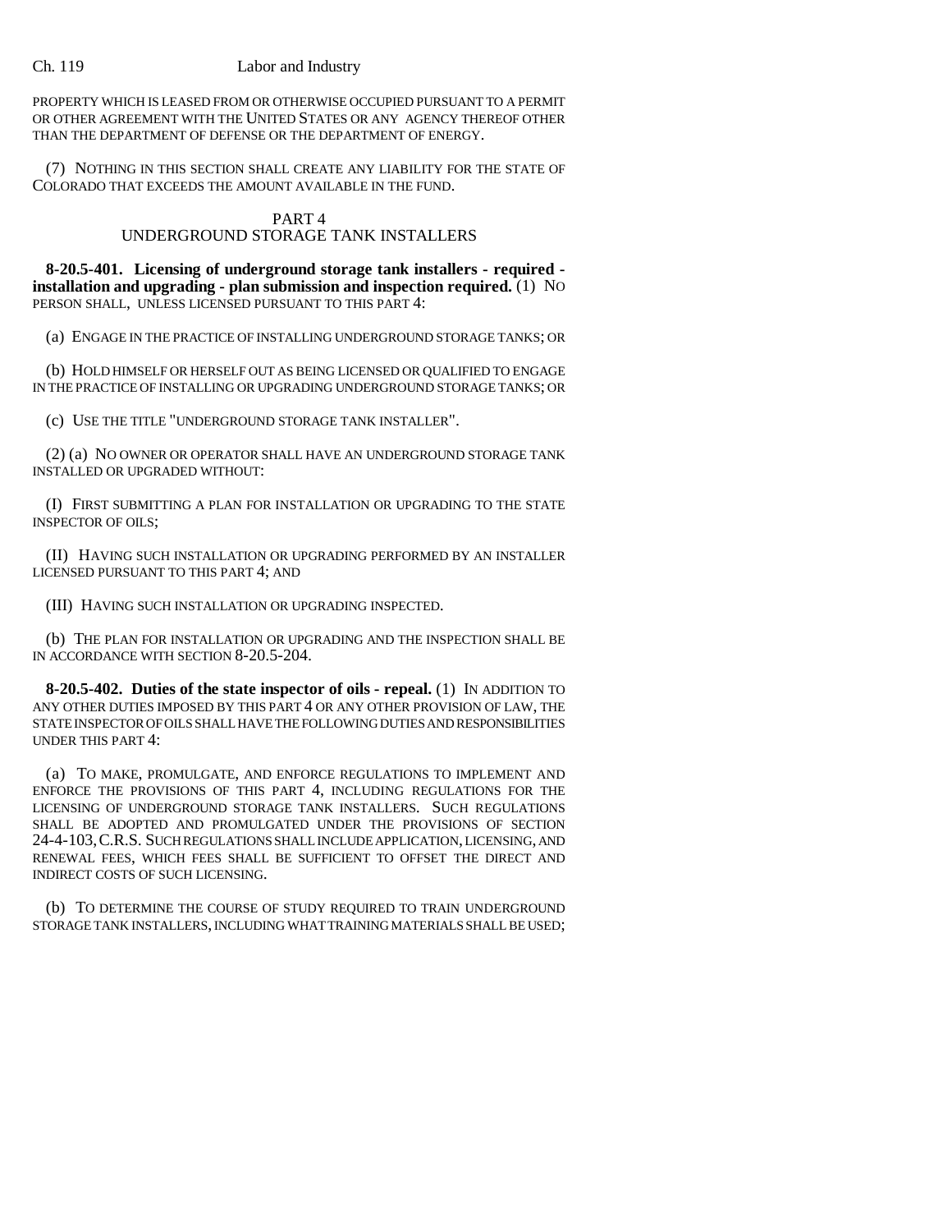PROPERTY WHICH IS LEASED FROM OR OTHERWISE OCCUPIED PURSUANT TO A PERMIT OR OTHER AGREEMENT WITH THE UNITED STATES OR ANY AGENCY THEREOF OTHER THAN THE DEPARTMENT OF DEFENSE OR THE DEPARTMENT OF ENERGY.

(7) NOTHING IN THIS SECTION SHALL CREATE ANY LIABILITY FOR THE STATE OF COLORADO THAT EXCEEDS THE AMOUNT AVAILABLE IN THE FUND.

## PART 4
## UNDERGROUND STORAGE TANK INSTALLERS

**8-20.5-401. Licensing of underground storage tank installers - required - installation and upgrading - plan submission and inspection required.** (1) NO PERSON SHALL, UNLESS LICENSED PURSUANT TO THIS PART 4:

(a) ENGAGE IN THE PRACTICE OF INSTALLING UNDERGROUND STORAGE TANKS; OR

(b) HOLD HIMSELF OR HERSELF OUT AS BEING LICENSED OR QUALIFIED TO ENGAGE IN THE PRACTICE OF INSTALLING OR UPGRADING UNDERGROUND STORAGE TANKS; OR

(c) USE THE TITLE "UNDERGROUND STORAGE TANK INSTALLER".

(2) (a) NO OWNER OR OPERATOR SHALL HAVE AN UNDERGROUND STORAGE TANK INSTALLED OR UPGRADED WITHOUT:

(I) FIRST SUBMITTING A PLAN FOR INSTALLATION OR UPGRADING TO THE STATE INSPECTOR OF OILS;

(II) HAVING SUCH INSTALLATION OR UPGRADING PERFORMED BY AN INSTALLER LICENSED PURSUANT TO THIS PART 4; AND

(III) HAVING SUCH INSTALLATION OR UPGRADING INSPECTED.

(b) THE PLAN FOR INSTALLATION OR UPGRADING AND THE INSPECTION SHALL BE IN ACCORDANCE WITH SECTION 8-20.5-204.

**8-20.5-402. Duties of the state inspector of oils - repeal.** (1) IN ADDITION TO ANY OTHER DUTIES IMPOSED BY THIS PART 4 OR ANY OTHER PROVISION OF LAW, THE STATE INSPECTOR OF OILS SHALL HAVE THE FOLLOWING DUTIES AND RESPONSIBILITIES UNDER THIS PART 4:

(a) TO MAKE, PROMULGATE, AND ENFORCE REGULATIONS TO IMPLEMENT AND ENFORCE THE PROVISIONS OF THIS PART 4, INCLUDING REGULATIONS FOR THE LICENSING OF UNDERGROUND STORAGE TANK INSTALLERS. SUCH REGULATIONS SHALL BE ADOPTED AND PROMULGATED UNDER THE PROVISIONS OF SECTION 24-4-103, C.R.S. SUCH REGULATIONS SHALL INCLUDE APPLICATION, LICENSING, AND RENEWAL FEES, WHICH FEES SHALL BE SUFFICIENT TO OFFSET THE DIRECT AND INDIRECT COSTS OF SUCH LICENSING.

(b) TO DETERMINE THE COURSE OF STUDY REQUIRED TO TRAIN UNDERGROUND STORAGE TANK INSTALLERS, INCLUDING WHAT TRAINING MATERIALS SHALL BE USED;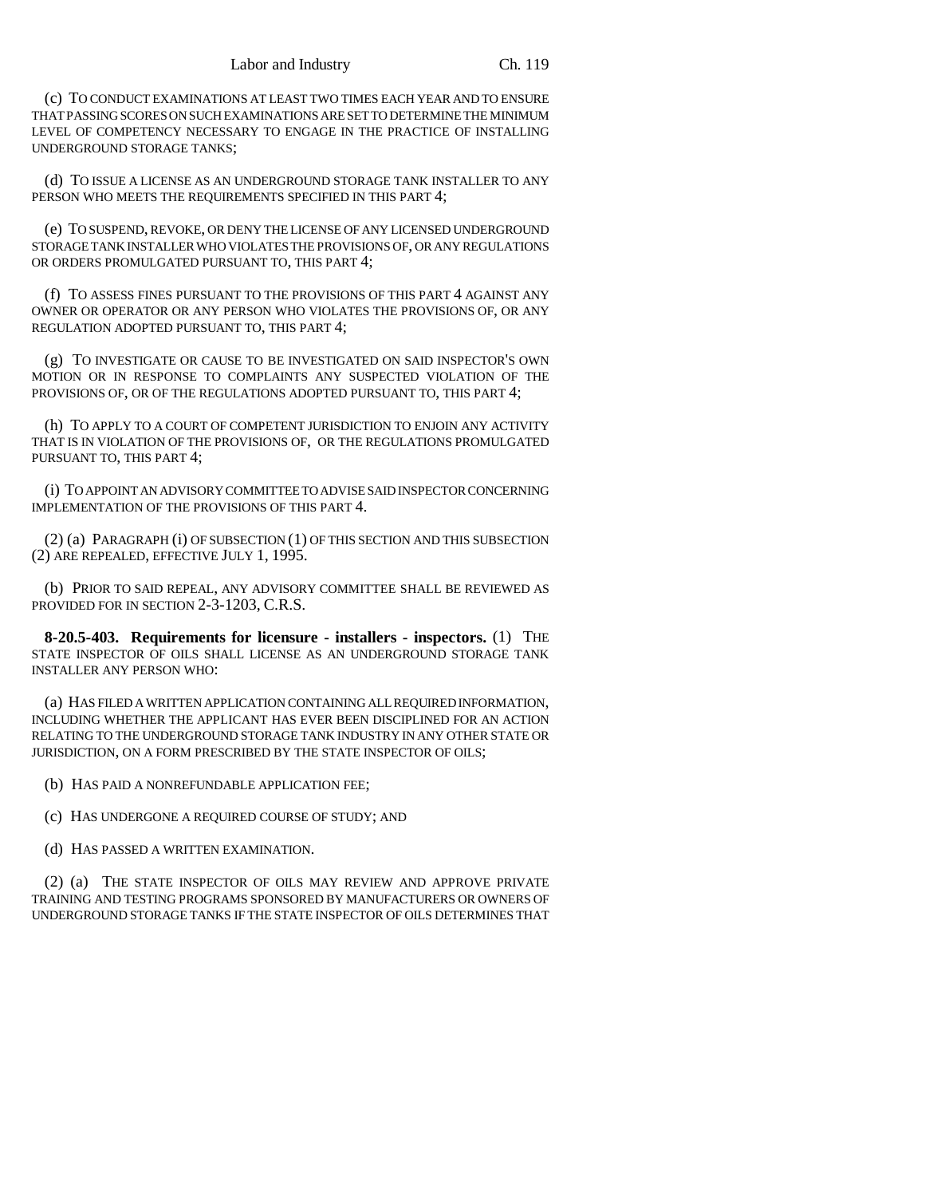(c) TO CONDUCT EXAMINATIONS AT LEAST TWO TIMES EACH YEAR AND TO ENSURE THAT PASSING SCORES ON SUCH EXAMINATIONS ARE SET TO DETERMINE THE MINIMUM LEVEL OF COMPETENCY NECESSARY TO ENGAGE IN THE PRACTICE OF INSTALLING UNDERGROUND STORAGE TANKS;

(d) TO ISSUE A LICENSE AS AN UNDERGROUND STORAGE TANK INSTALLER TO ANY PERSON WHO MEETS THE REQUIREMENTS SPECIFIED IN THIS PART 4;

(e) TO SUSPEND, REVOKE, OR DENY THE LICENSE OF ANY LICENSED UNDERGROUND STORAGE TANK INSTALLER WHO VIOLATES THE PROVISIONS OF, OR ANY REGULATIONS OR ORDERS PROMULGATED PURSUANT TO, THIS PART 4;

(f) TO ASSESS FINES PURSUANT TO THE PROVISIONS OF THIS PART 4 AGAINST ANY OWNER OR OPERATOR OR ANY PERSON WHO VIOLATES THE PROVISIONS OF, OR ANY REGULATION ADOPTED PURSUANT TO, THIS PART 4;

(g) TO INVESTIGATE OR CAUSE TO BE INVESTIGATED ON SAID INSPECTOR'S OWN MOTION OR IN RESPONSE TO COMPLAINTS ANY SUSPECTED VIOLATION OF THE PROVISIONS OF, OR OF THE REGULATIONS ADOPTED PURSUANT TO, THIS PART 4;

(h) TO APPLY TO A COURT OF COMPETENT JURISDICTION TO ENJOIN ANY ACTIVITY THAT IS IN VIOLATION OF THE PROVISIONS OF, OR THE REGULATIONS PROMULGATED PURSUANT TO, THIS PART 4;

(i) TO APPOINT AN ADVISORY COMMITTEE TO ADVISE SAID INSPECTOR CONCERNING IMPLEMENTATION OF THE PROVISIONS OF THIS PART 4.

(2) (a) PARAGRAPH (i) OF SUBSECTION (1) OF THIS SECTION AND THIS SUBSECTION (2) ARE REPEALED, EFFECTIVE JULY 1, 1995.

(b) PRIOR TO SAID REPEAL, ANY ADVISORY COMMITTEE SHALL BE REVIEWED AS PROVIDED FOR IN SECTION 2-3-1203, C.R.S.

**8-20.5-403. Requirements for licensure - installers - inspectors.** (1) THE STATE INSPECTOR OF OILS SHALL LICENSE AS AN UNDERGROUND STORAGE TANK INSTALLER ANY PERSON WHO:

(a) HAS FILED A WRITTEN APPLICATION CONTAINING ALL REQUIRED INFORMATION, INCLUDING WHETHER THE APPLICANT HAS EVER BEEN DISCIPLINED FOR AN ACTION RELATING TO THE UNDERGROUND STORAGE TANK INDUSTRY IN ANY OTHER STATE OR JURISDICTION, ON A FORM PRESCRIBED BY THE STATE INSPECTOR OF OILS;

(b) HAS PAID A NONREFUNDABLE APPLICATION FEE;

(c) HAS UNDERGONE A REQUIRED COURSE OF STUDY; AND

(d) HAS PASSED A WRITTEN EXAMINATION.

(2) (a) THE STATE INSPECTOR OF OILS MAY REVIEW AND APPROVE PRIVATE TRAINING AND TESTING PROGRAMS SPONSORED BY MANUFACTURERS OR OWNERS OF UNDERGROUND STORAGE TANKS IF THE STATE INSPECTOR OF OILS DETERMINES THAT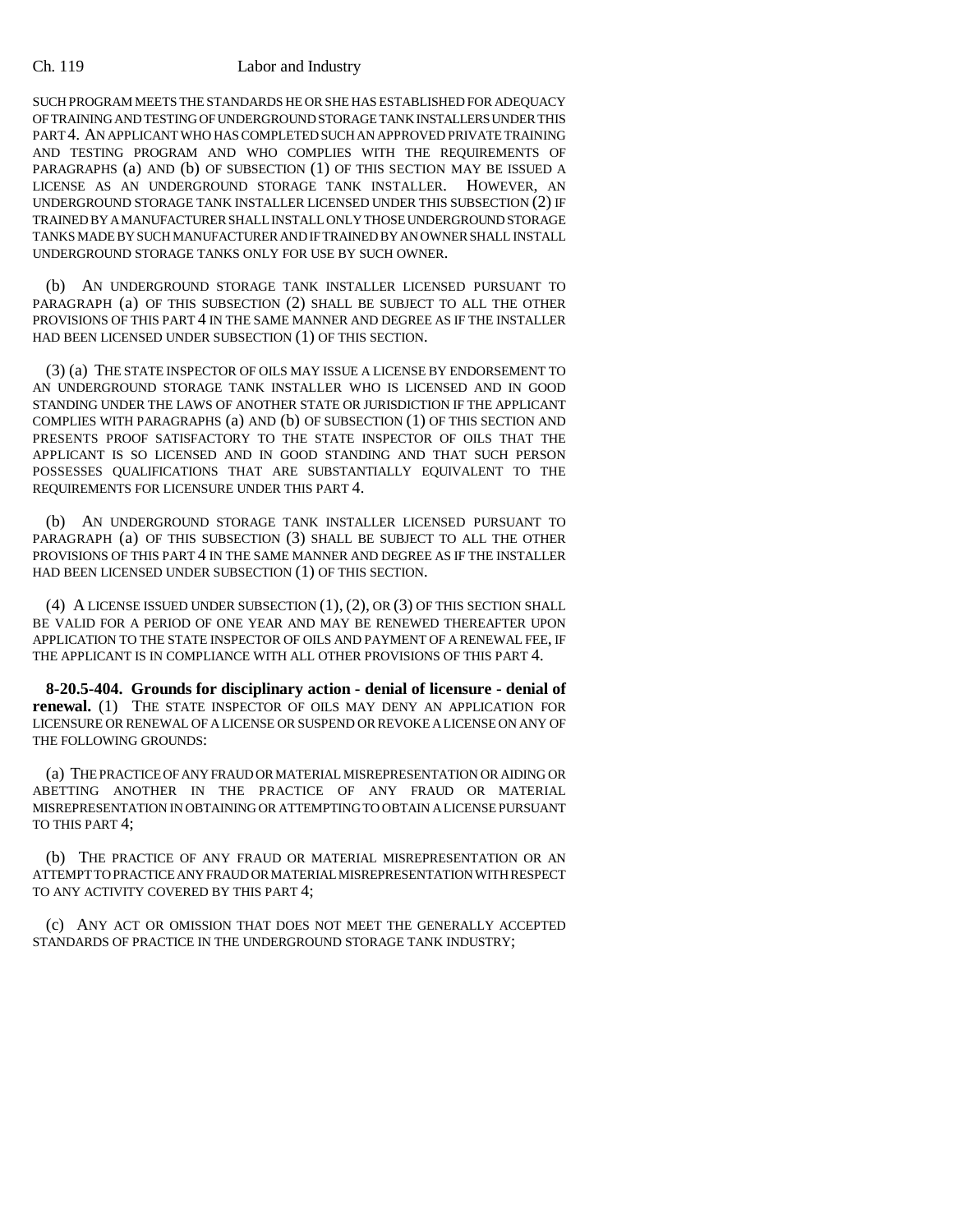SUCH PROGRAM MEETS THE STANDARDS HE OR SHE HAS ESTABLISHED FOR ADEQUACY OF TRAINING AND TESTING OF UNDERGROUND STORAGE TANK INSTALLERS UNDER THIS PART 4. AN APPLICANT WHO HAS COMPLETED SUCH AN APPROVED PRIVATE TRAINING AND TESTING PROGRAM AND WHO COMPLIES WITH THE REQUIREMENTS OF PARAGRAPHS (a) AND (b) OF SUBSECTION (1) OF THIS SECTION MAY BE ISSUED A LICENSE AS AN UNDERGROUND STORAGE TANK INSTALLER. HOWEVER, AN UNDERGROUND STORAGE TANK INSTALLER LICENSED UNDER THIS SUBSECTION (2) IF TRAINED BY A MANUFACTURER SHALL INSTALL ONLY THOSE UNDERGROUND STORAGE TANKS MADE BY SUCH MANUFACTURER AND IF TRAINED BY AN OWNER SHALL INSTALL UNDERGROUND STORAGE TANKS ONLY FOR USE BY SUCH OWNER.

(b) AN UNDERGROUND STORAGE TANK INSTALLER LICENSED PURSUANT TO PARAGRAPH (a) OF THIS SUBSECTION (2) SHALL BE SUBJECT TO ALL THE OTHER PROVISIONS OF THIS PART 4 IN THE SAME MANNER AND DEGREE AS IF THE INSTALLER HAD BEEN LICENSED UNDER SUBSECTION (1) OF THIS SECTION.

(3) (a) THE STATE INSPECTOR OF OILS MAY ISSUE A LICENSE BY ENDORSEMENT TO AN UNDERGROUND STORAGE TANK INSTALLER WHO IS LICENSED AND IN GOOD STANDING UNDER THE LAWS OF ANOTHER STATE OR JURISDICTION IF THE APPLICANT COMPLIES WITH PARAGRAPHS (a) AND (b) OF SUBSECTION (1) OF THIS SECTION AND PRESENTS PROOF SATISFACTORY TO THE STATE INSPECTOR OF OILS THAT THE APPLICANT IS SO LICENSED AND IN GOOD STANDING AND THAT SUCH PERSON POSSESSES QUALIFICATIONS THAT ARE SUBSTANTIALLY EQUIVALENT TO THE REQUIREMENTS FOR LICENSURE UNDER THIS PART 4.

(b) AN UNDERGROUND STORAGE TANK INSTALLER LICENSED PURSUANT TO PARAGRAPH (a) OF THIS SUBSECTION (3) SHALL BE SUBJECT TO ALL THE OTHER PROVISIONS OF THIS PART 4 IN THE SAME MANNER AND DEGREE AS IF THE INSTALLER HAD BEEN LICENSED UNDER SUBSECTION (1) OF THIS SECTION.

(4) A LICENSE ISSUED UNDER SUBSECTION (1), (2), OR (3) OF THIS SECTION SHALL BE VALID FOR A PERIOD OF ONE YEAR AND MAY BE RENEWED THEREAFTER UPON APPLICATION TO THE STATE INSPECTOR OF OILS AND PAYMENT OF A RENEWAL FEE, IF THE APPLICANT IS IN COMPLIANCE WITH ALL OTHER PROVISIONS OF THIS PART 4.

**8-20.5-404. Grounds for disciplinary action - denial of licensure - denial of renewal.** (1) THE STATE INSPECTOR OF OILS MAY DENY AN APPLICATION FOR LICENSURE OR RENEWAL OF A LICENSE OR SUSPEND OR REVOKE A LICENSE ON ANY OF THE FOLLOWING GROUNDS:

(a) THE PRACTICE OF ANY FRAUD OR MATERIAL MISREPRESENTATION OR AIDING OR ABETTING ANOTHER IN THE PRACTICE OF ANY FRAUD OR MATERIAL MISREPRESENTATION IN OBTAINING OR ATTEMPTING TO OBTAIN A LICENSE PURSUANT TO THIS PART 4;

(b) THE PRACTICE OF ANY FRAUD OR MATERIAL MISREPRESENTATION OR AN ATTEMPT TO PRACTICE ANY FRAUD OR MATERIAL MISREPRESENTATION WITH RESPECT TO ANY ACTIVITY COVERED BY THIS PART 4;

(c) ANY ACT OR OMISSION THAT DOES NOT MEET THE GENERALLY ACCEPTED STANDARDS OF PRACTICE IN THE UNDERGROUND STORAGE TANK INDUSTRY;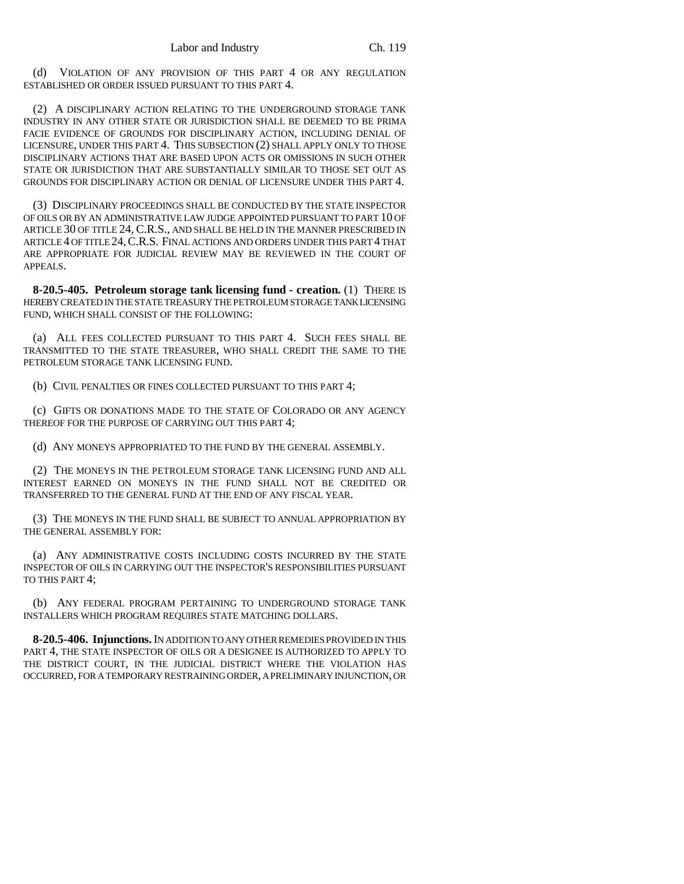(d) VIOLATION OF ANY PROVISION OF THIS PART 4 OR ANY REGULATION ESTABLISHED OR ORDER ISSUED PURSUANT TO THIS PART 4.

(2) A DISCIPLINARY ACTION RELATING TO THE UNDERGROUND STORAGE TANK INDUSTRY IN ANY OTHER STATE OR JURISDICTION SHALL BE DEEMED TO BE PRIMA FACIE EVIDENCE OF GROUNDS FOR DISCIPLINARY ACTION, INCLUDING DENIAL OF LICENSURE, UNDER THIS PART 4. THIS SUBSECTION (2) SHALL APPLY ONLY TO THOSE DISCIPLINARY ACTIONS THAT ARE BASED UPON ACTS OR OMISSIONS IN SUCH OTHER STATE OR JURISDICTION THAT ARE SUBSTANTIALLY SIMILAR TO THOSE SET OUT AS GROUNDS FOR DISCIPLINARY ACTION OR DENIAL OF LICENSURE UNDER THIS PART 4.

(3) DISCIPLINARY PROCEEDINGS SHALL BE CONDUCTED BY THE STATE INSPECTOR OF OILS OR BY AN ADMINISTRATIVE LAW JUDGE APPOINTED PURSUANT TO PART 10 OF ARTICLE 30 OF TITLE 24, C.R.S., AND SHALL BE HELD IN THE MANNER PRESCRIBED IN ARTICLE 4 OF TITLE 24, C.R.S. FINAL ACTIONS AND ORDERS UNDER THIS PART 4 THAT ARE APPROPRIATE FOR JUDICIAL REVIEW MAY BE REVIEWED IN THE COURT OF APPEALS.

**8-20.5-405. Petroleum storage tank licensing fund - creation.** (1) THERE IS HEREBY CREATED IN THE STATE TREASURY THE PETROLEUM STORAGE TANK LICENSING FUND, WHICH SHALL CONSIST OF THE FOLLOWING:

(a) ALL FEES COLLECTED PURSUANT TO THIS PART 4. SUCH FEES SHALL BE TRANSMITTED TO THE STATE TREASURER, WHO SHALL CREDIT THE SAME TO THE PETROLEUM STORAGE TANK LICENSING FUND.

(b) CIVIL PENALTIES OR FINES COLLECTED PURSUANT TO THIS PART 4;

(c) GIFTS OR DONATIONS MADE TO THE STATE OF COLORADO OR ANY AGENCY THEREOF FOR THE PURPOSE OF CARRYING OUT THIS PART 4;

(d) ANY MONEYS APPROPRIATED TO THE FUND BY THE GENERAL ASSEMBLY.

(2) THE MONEYS IN THE PETROLEUM STORAGE TANK LICENSING FUND AND ALL INTEREST EARNED ON MONEYS IN THE FUND SHALL NOT BE CREDITED OR TRANSFERRED TO THE GENERAL FUND AT THE END OF ANY FISCAL YEAR.

(3) THE MONEYS IN THE FUND SHALL BE SUBJECT TO ANNUAL APPROPRIATION BY THE GENERAL ASSEMBLY FOR:

(a) ANY ADMINISTRATIVE COSTS INCLUDING COSTS INCURRED BY THE STATE INSPECTOR OF OILS IN CARRYING OUT THE INSPECTOR'S RESPONSIBILITIES PURSUANT TO THIS PART 4;

(b) ANY FEDERAL PROGRAM PERTAINING TO UNDERGROUND STORAGE TANK INSTALLERS WHICH PROGRAM REQUIRES STATE MATCHING DOLLARS.

**8-20.5-406. Injunctions.** IN ADDITION TO ANY OTHER REMEDIES PROVIDED IN THIS PART 4, THE STATE INSPECTOR OF OILS OR A DESIGNEE IS AUTHORIZED TO APPLY TO THE DISTRICT COURT, IN THE JUDICIAL DISTRICT WHERE THE VIOLATION HAS OCCURRED, FOR A TEMPORARY RESTRAINING ORDER, A PRELIMINARY INJUNCTION, OR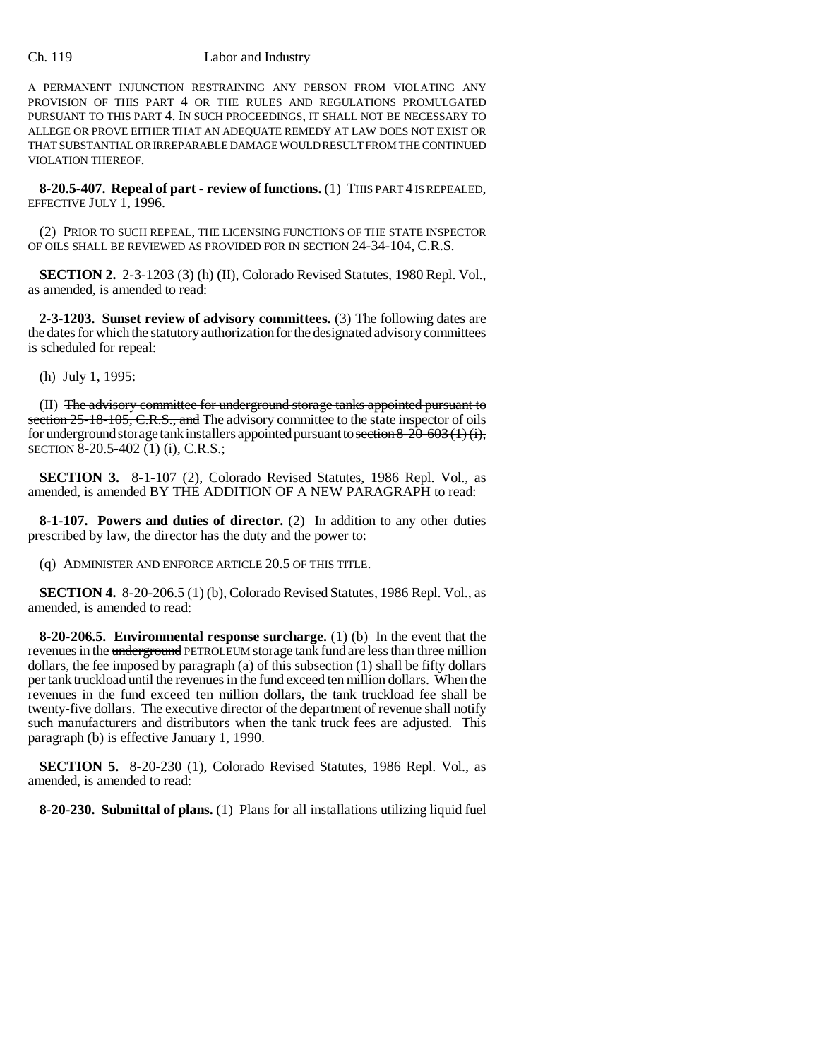A PERMANENT INJUNCTION RESTRAINING ANY PERSON FROM VIOLATING ANY PROVISION OF THIS PART 4 OR THE RULES AND REGULATIONS PROMULGATED PURSUANT TO THIS PART 4. IN SUCH PROCEEDINGS, IT SHALL NOT BE NECESSARY TO ALLEGE OR PROVE EITHER THAT AN ADEQUATE REMEDY AT LAW DOES NOT EXIST OR THAT SUBSTANTIAL OR IRREPARABLE DAMAGE WOULD RESULT FROM THE CONTINUED VIOLATION THEREOF.

**8-20.5-407. Repeal of part - review of functions.** (1) THIS PART 4 IS REPEALED, EFFECTIVE JULY 1, 1996.

(2) PRIOR TO SUCH REPEAL, THE LICENSING FUNCTIONS OF THE STATE INSPECTOR OF OILS SHALL BE REVIEWED AS PROVIDED FOR IN SECTION 24-34-104, C.R.S.

**SECTION 2.** 2-3-1203 (3) (h) (II), Colorado Revised Statutes, 1980 Repl. Vol., as amended, is amended to read:

**2-3-1203. Sunset review of advisory committees.** (3) The following dates are the dates for which the statutory authorization for the designated advisory committees is scheduled for repeal:

(h) July 1, 1995:

(II) ~~The advisory committee for underground storage tanks appointed pursuant to section 25-18-105, C.R.S., and~~ The advisory committee to the state inspector of oils for underground storage tank installers appointed pursuant to ~~section 8-20-603 (1) (i),~~ SECTION 8-20.5-402 (1) (i), C.R.S.;

**SECTION 3.** 8-1-107 (2), Colorado Revised Statutes, 1986 Repl. Vol., as amended, is amended BY THE ADDITION OF A NEW PARAGRAPH to read:

**8-1-107. Powers and duties of director.** (2) In addition to any other duties prescribed by law, the director has the duty and the power to:

(q) ADMINISTER AND ENFORCE ARTICLE 20.5 OF THIS TITLE.

**SECTION 4.** 8-20-206.5 (1) (b), Colorado Revised Statutes, 1986 Repl. Vol., as amended, is amended to read:

**8-20-206.5. Environmental response surcharge.** (1) (b) In the event that the revenues in the ~~underground~~ PETROLEUM storage tank fund are less than three million dollars, the fee imposed by paragraph (a) of this subsection (1) shall be fifty dollars per tank truckload until the revenues in the fund exceed ten million dollars. When the revenues in the fund exceed ten million dollars, the tank truckload fee shall be twenty-five dollars. The executive director of the department of revenue shall notify such manufacturers and distributors when the tank truck fees are adjusted. This paragraph (b) is effective January 1, 1990.

**SECTION 5.** 8-20-230 (1), Colorado Revised Statutes, 1986 Repl. Vol., as amended, is amended to read:

**8-20-230. Submittal of plans.** (1) Plans for all installations utilizing liquid fuel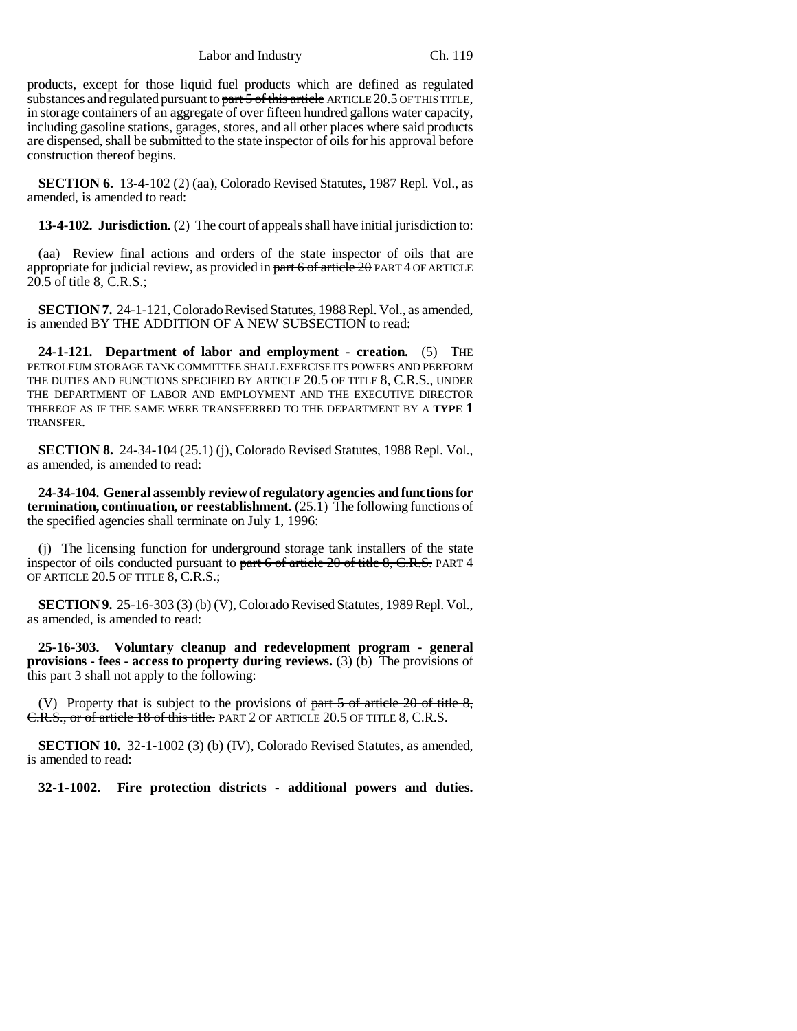products, except for those liquid fuel products which are defined as regulated substances and regulated pursuant to ~~part 5 of this article~~ ARTICLE 20.5 OF THIS TITLE, in storage containers of an aggregate of over fifteen hundred gallons water capacity, including gasoline stations, garages, stores, and all other places where said products are dispensed, shall be submitted to the state inspector of oils for his approval before construction thereof begins.

**SECTION 6.** 13-4-102 (2) (aa), Colorado Revised Statutes, 1987 Repl. Vol., as amended, is amended to read:

**13-4-102. Jurisdiction.** (2) The court of appeals shall have initial jurisdiction to:

(aa) Review final actions and orders of the state inspector of oils that are appropriate for judicial review, as provided in ~~part 6 of article 20~~ PART 4 OF ARTICLE 20.5 of title 8, C.R.S.;

**SECTION 7.** 24-1-121, Colorado Revised Statutes, 1988 Repl. Vol., as amended, is amended BY THE ADDITION OF A NEW SUBSECTION to read:

**24-1-121. Department of labor and employment - creation.** (5) THE PETROLEUM STORAGE TANK COMMITTEE SHALL EXERCISE ITS POWERS AND PERFORM THE DUTIES AND FUNCTIONS SPECIFIED BY ARTICLE 20.5 OF TITLE 8, C.R.S., UNDER THE DEPARTMENT OF LABOR AND EMPLOYMENT AND THE EXECUTIVE DIRECTOR THEREOF AS IF THE SAME WERE TRANSFERRED TO THE DEPARTMENT BY A **TYPE 1** TRANSFER.

**SECTION 8.** 24-34-104 (25.1) (j), Colorado Revised Statutes, 1988 Repl. Vol., as amended, is amended to read:

**24-34-104. General assembly review of regulatory agencies and functions for termination, continuation, or reestablishment.** (25.1) The following functions of the specified agencies shall terminate on July 1, 1996:

(j) The licensing function for underground storage tank installers of the state inspector of oils conducted pursuant to ~~part 6 of article 20 of title 8, C.R.S.~~ PART 4 OF ARTICLE 20.5 OF TITLE 8, C.R.S.;

**SECTION 9.** 25-16-303 (3) (b) (V), Colorado Revised Statutes, 1989 Repl. Vol., as amended, is amended to read:

**25-16-303. Voluntary cleanup and redevelopment program - general provisions - fees - access to property during reviews.** (3) (b) The provisions of this part 3 shall not apply to the following:

(V) Property that is subject to the provisions of ~~part 5 of article 20 of title 8, C.R.S., or of article 18 of this title.~~ PART 2 OF ARTICLE 20.5 OF TITLE 8, C.R.S.

**SECTION 10.** 32-1-1002 (3) (b) (IV), Colorado Revised Statutes, as amended, is amended to read:

**32-1-1002. Fire protection districts - additional powers and duties.**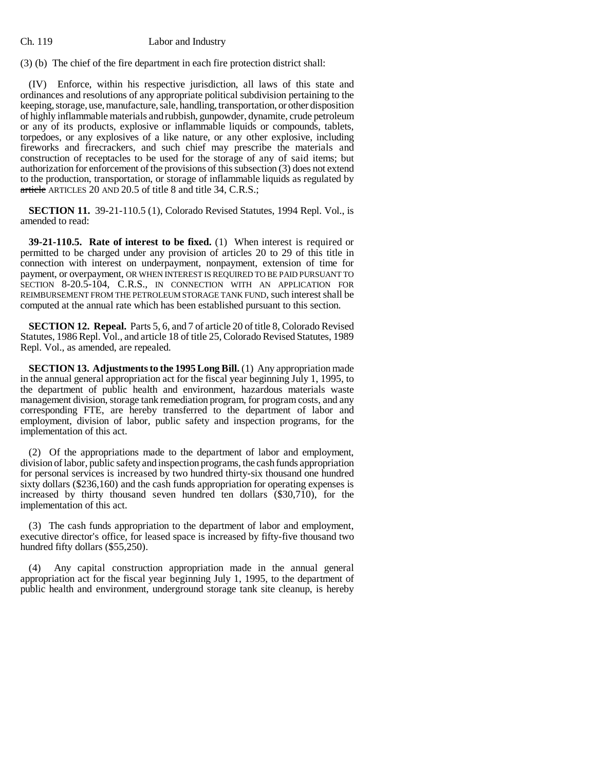(3) (b) The chief of the fire department in each fire protection district shall:

(IV) Enforce, within his respective jurisdiction, all laws of this state and ordinances and resolutions of any appropriate political subdivision pertaining to the keeping, storage, use, manufacture, sale, handling, transportation, or other disposition of highly inflammable materials and rubbish, gunpowder, dynamite, crude petroleum or any of its products, explosive or inflammable liquids or compounds, tablets, torpedoes, or any explosives of a like nature, or any other explosive, including fireworks and firecrackers, and such chief may prescribe the materials and construction of receptacles to be used for the storage of any of said items; but authorization for enforcement of the provisions of this subsection (3) does not extend to the production, transportation, or storage of inflammable liquids as regulated by ~~article~~ ARTICLES 20 AND 20.5 of title 8 and title 34, C.R.S.;

**SECTION 11.** 39-21-110.5 (1), Colorado Revised Statutes, 1994 Repl. Vol., is amended to read:

**39-21-110.5. Rate of interest to be fixed.** (1) When interest is required or permitted to be charged under any provision of articles 20 to 29 of this title in connection with interest on underpayment, nonpayment, extension of time for payment, or overpayment, OR WHEN INTEREST IS REQUIRED TO BE PAID PURSUANT TO SECTION 8-20.5-104, C.R.S., IN CONNECTION WITH AN APPLICATION FOR REIMBURSEMENT FROM THE PETROLEUM STORAGE TANK FUND, such interest shall be computed at the annual rate which has been established pursuant to this section.

**SECTION 12. Repeal.** Parts 5, 6, and 7 of article 20 of title 8, Colorado Revised Statutes, 1986 Repl. Vol., and article 18 of title 25, Colorado Revised Statutes, 1989 Repl. Vol., as amended, are repealed.

**SECTION 13. Adjustments to the 1995 Long Bill.** (1) Any appropriation made in the annual general appropriation act for the fiscal year beginning July 1, 1995, to the department of public health and environment, hazardous materials waste management division, storage tank remediation program, for program costs, and any corresponding FTE, are hereby transferred to the department of labor and employment, division of labor, public safety and inspection programs, for the implementation of this act.

(2) Of the appropriations made to the department of labor and employment, division of labor, public safety and inspection programs, the cash funds appropriation for personal services is increased by two hundred thirty-six thousand one hundred sixty dollars ($236,160) and the cash funds appropriation for operating expenses is increased by thirty thousand seven hundred ten dollars ($30,710), for the implementation of this act.

(3) The cash funds appropriation to the department of labor and employment, executive director's office, for leased space is increased by fifty-five thousand two hundred fifty dollars ($55,250).

(4) Any capital construction appropriation made in the annual general appropriation act for the fiscal year beginning July 1, 1995, to the department of public health and environment, underground storage tank site cleanup, is hereby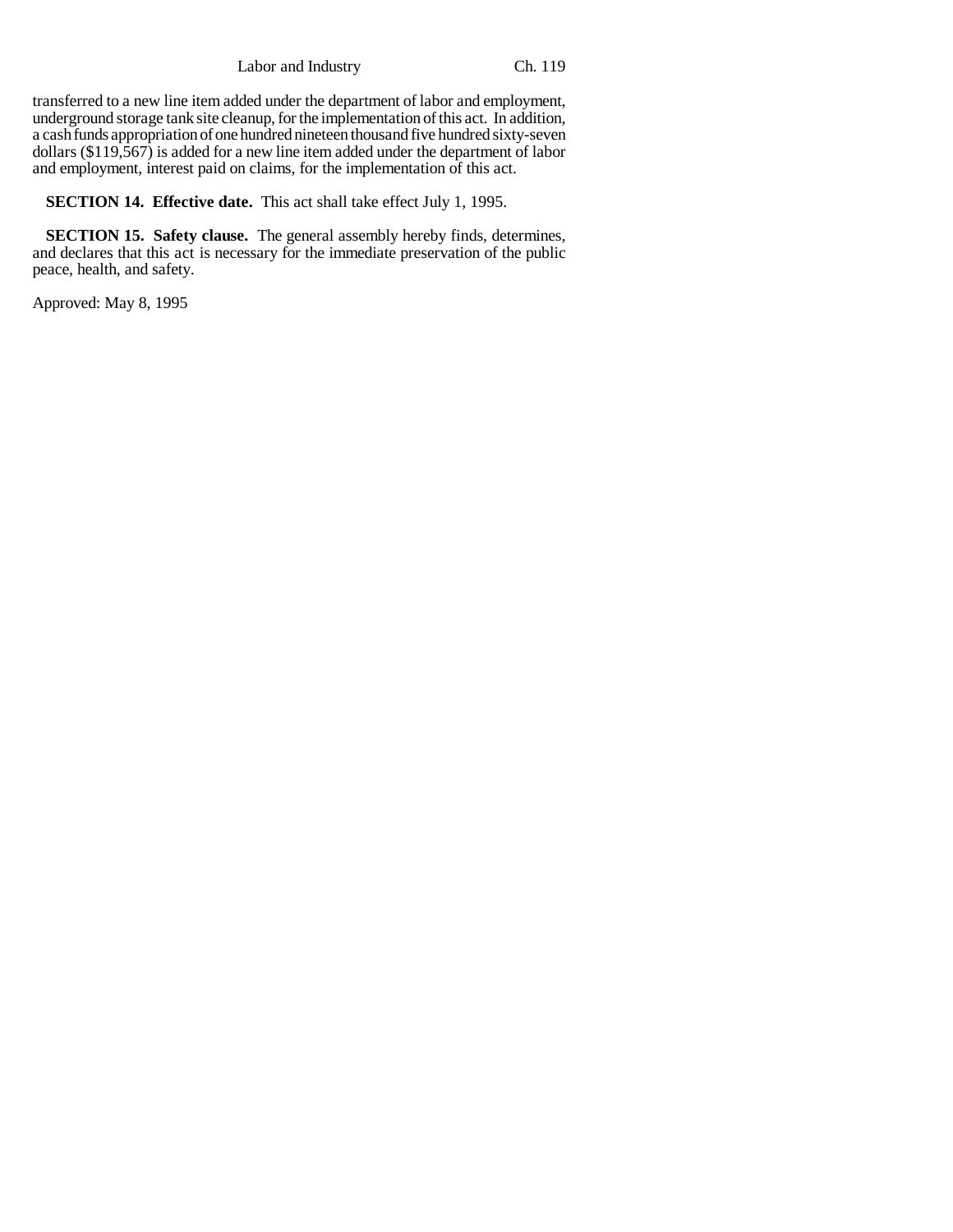transferred to a new line item added under the department of labor and employment, underground storage tank site cleanup, for the implementation of this act. In addition, a cash funds appropriation of one hundred nineteen thousand five hundred sixty-seven dollars ($119,567) is added for a new line item added under the department of labor and employment, interest paid on claims, for the implementation of this act.

**SECTION 14. Effective date.** This act shall take effect July 1, 1995.

**SECTION 15. Safety clause.** The general assembly hereby finds, determines, and declares that this act is necessary for the immediate preservation of the public peace, health, and safety.

Approved: May 8, 1995